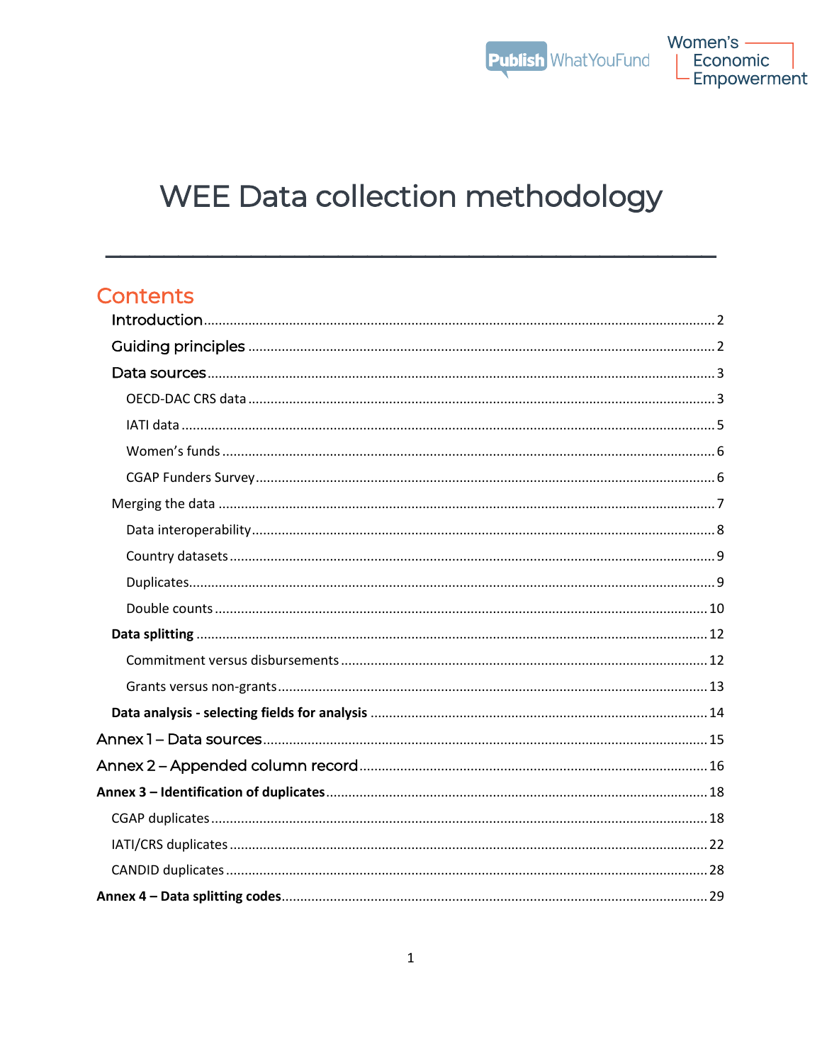# WEE Data collection methodology

## Contents

- Introduction ..... 2
- Guiding principles ..... 2
- Data sources ..... 3
  - OECD-DAC CRS data ..... 3
  - IATI data ..... 5
  - Women's funds ..... 6
  - CGAP Funders Survey ..... 6
- Merging the data ..... 7
  - Data interoperability ..... 8
  - Country datasets ..... 9
  - Duplicates ..... 9
  - Double counts ..... 10
- **Data splitting** ..... 12
  - Commitment versus disbursements ..... 12
  - Grants versus non-grants ..... 13
- **Data analysis - selecting fields for analysis** ..... 14

Annex 1 – Data sources ..... 15

Annex 2 – Appended column record ..... 16

**Annex 3 – Identification of duplicates** ..... 18

- CGAP duplicates ..... 18
- IATI/CRS duplicates ..... 22
- CANDID duplicates ..... 28

**Annex 4 – Data splitting codes** ..... 29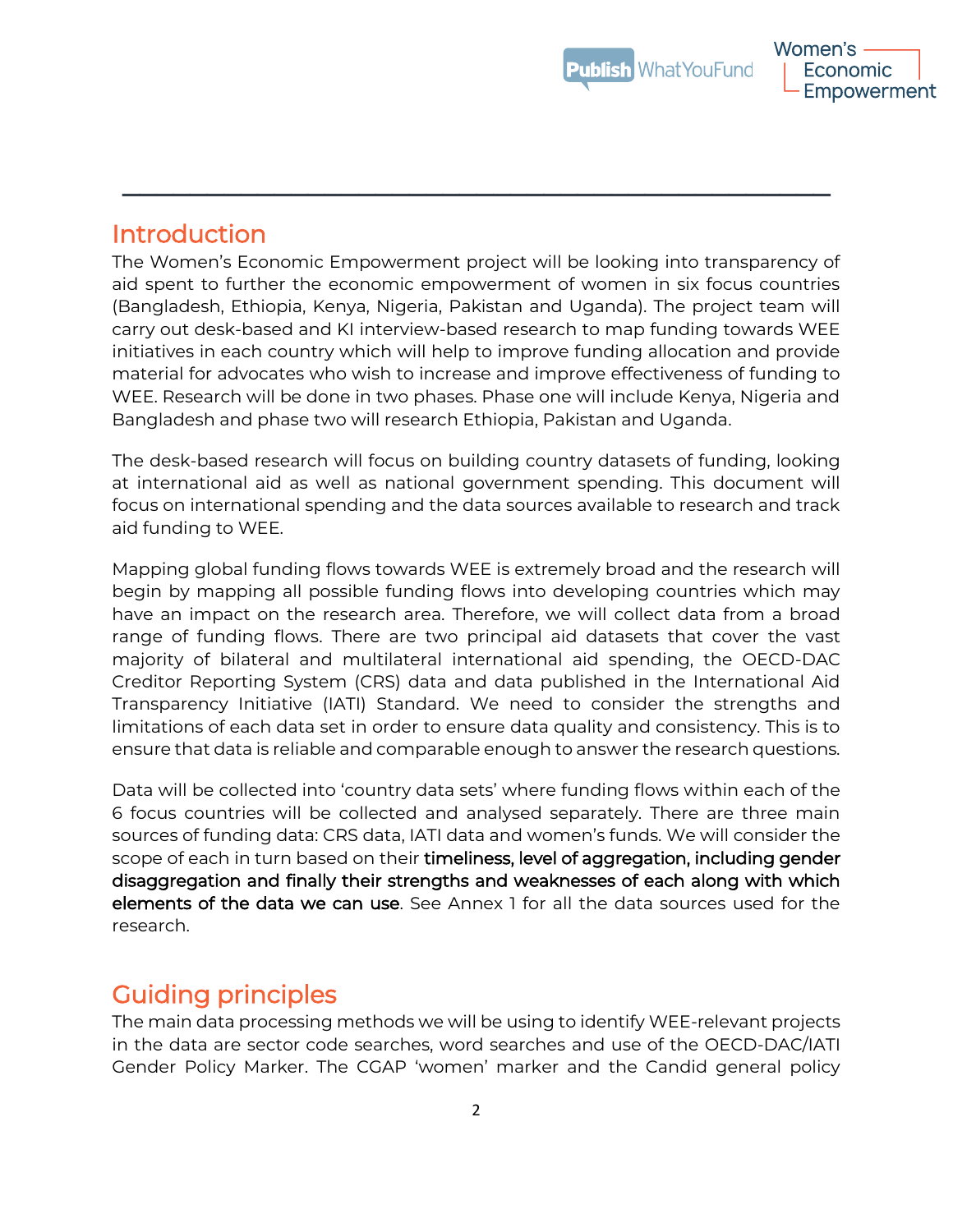## Introduction

The Women's Economic Empowerment project will be looking into transparency of aid spent to further the economic empowerment of women in six focus countries (Bangladesh, Ethiopia, Kenya, Nigeria, Pakistan and Uganda). The project team will carry out desk-based and KI interview-based research to map funding towards WEE initiatives in each country which will help to improve funding allocation and provide material for advocates who wish to increase and improve effectiveness of funding to WEE. Research will be done in two phases. Phase one will include Kenya, Nigeria and Bangladesh and phase two will research Ethiopia, Pakistan and Uganda.

The desk-based research will focus on building country datasets of funding, looking at international aid as well as national government spending. This document will focus on international spending and the data sources available to research and track aid funding to WEE.

Mapping global funding flows towards WEE is extremely broad and the research will begin by mapping all possible funding flows into developing countries which may have an impact on the research area. Therefore, we will collect data from a broad range of funding flows. There are two principal aid datasets that cover the vast majority of bilateral and multilateral international aid spending, the OECD-DAC Creditor Reporting System (CRS) data and data published in the International Aid Transparency Initiative (IATI) Standard. We need to consider the strengths and limitations of each data set in order to ensure data quality and consistency. This is to ensure that data is reliable and comparable enough to answer the research questions.

Data will be collected into 'country data sets' where funding flows within each of the 6 focus countries will be collected and analysed separately. There are three main sources of funding data: CRS data, IATI data and women's funds. We will consider the scope of each in turn based on their **timeliness, level of aggregation, including gender disaggregation and finally their strengths and weaknesses of each along with which elements of the data we can use**. See Annex 1 for all the data sources used for the research.

## Guiding principles

The main data processing methods we will be using to identify WEE-relevant projects in the data are sector code searches, word searches and use of the OECD-DAC/IATI Gender Policy Marker. The CGAP 'women' marker and the Candid general policy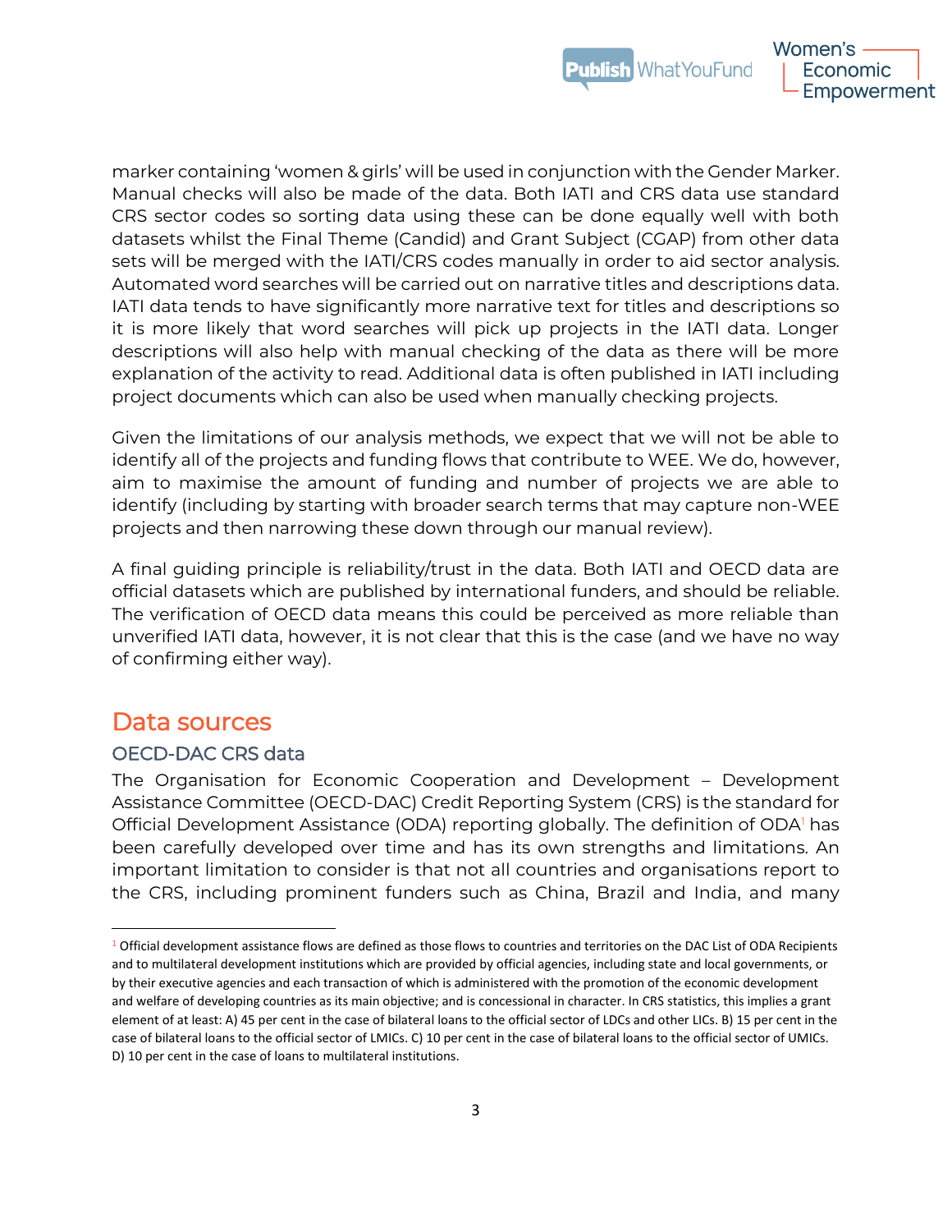marker containing 'women & girls' will be used in conjunction with the Gender Marker. Manual checks will also be made of the data. Both IATI and CRS data use standard CRS sector codes so sorting data using these can be done equally well with both datasets whilst the Final Theme (Candid) and Grant Subject (CGAP) from other data sets will be merged with the IATI/CRS codes manually in order to aid sector analysis. Automated word searches will be carried out on narrative titles and descriptions data. IATI data tends to have significantly more narrative text for titles and descriptions so it is more likely that word searches will pick up projects in the IATI data. Longer descriptions will also help with manual checking of the data as there will be more explanation of the activity to read. Additional data is often published in IATI including project documents which can also be used when manually checking projects.

Given the limitations of our analysis methods, we expect that we will not be able to identify all of the projects and funding flows that contribute to WEE. We do, however, aim to maximise the amount of funding and number of projects we are able to identify (including by starting with broader search terms that may capture non-WEE projects and then narrowing these down through our manual review).

A final guiding principle is reliability/trust in the data. Both IATI and OECD data are official datasets which are published by international funders, and should be reliable. The verification of OECD data means this could be perceived as more reliable than unverified IATI data, however, it is not clear that this is the case (and we have no way of confirming either way).

## Data sources

### OECD-DAC CRS data

The Organisation for Economic Cooperation and Development – Development Assistance Committee (OECD-DAC) Credit Reporting System (CRS) is the standard for Official Development Assistance (ODA) reporting globally. The definition of ODA[1] has been carefully developed over time and has its own strengths and limitations. An important limitation to consider is that not all countries and organisations report to the CRS, including prominent funders such as China, Brazil and India, and many

[1] Official development assistance flows are defined as those flows to countries and territories on the DAC List of ODA Recipients and to multilateral development institutions which are provided by official agencies, including state and local governments, or by their executive agencies and each transaction of which is administered with the promotion of the economic development and welfare of developing countries as its main objective; and is concessional in character. In CRS statistics, this implies a grant element of at least: A) 45 per cent in the case of bilateral loans to the official sector of LDCs and other LICs. B) 15 per cent in the case of bilateral loans to the official sector of LMICs. C) 10 per cent in the case of bilateral loans to the official sector of UMICs. D) 10 per cent in the case of loans to multilateral institutions.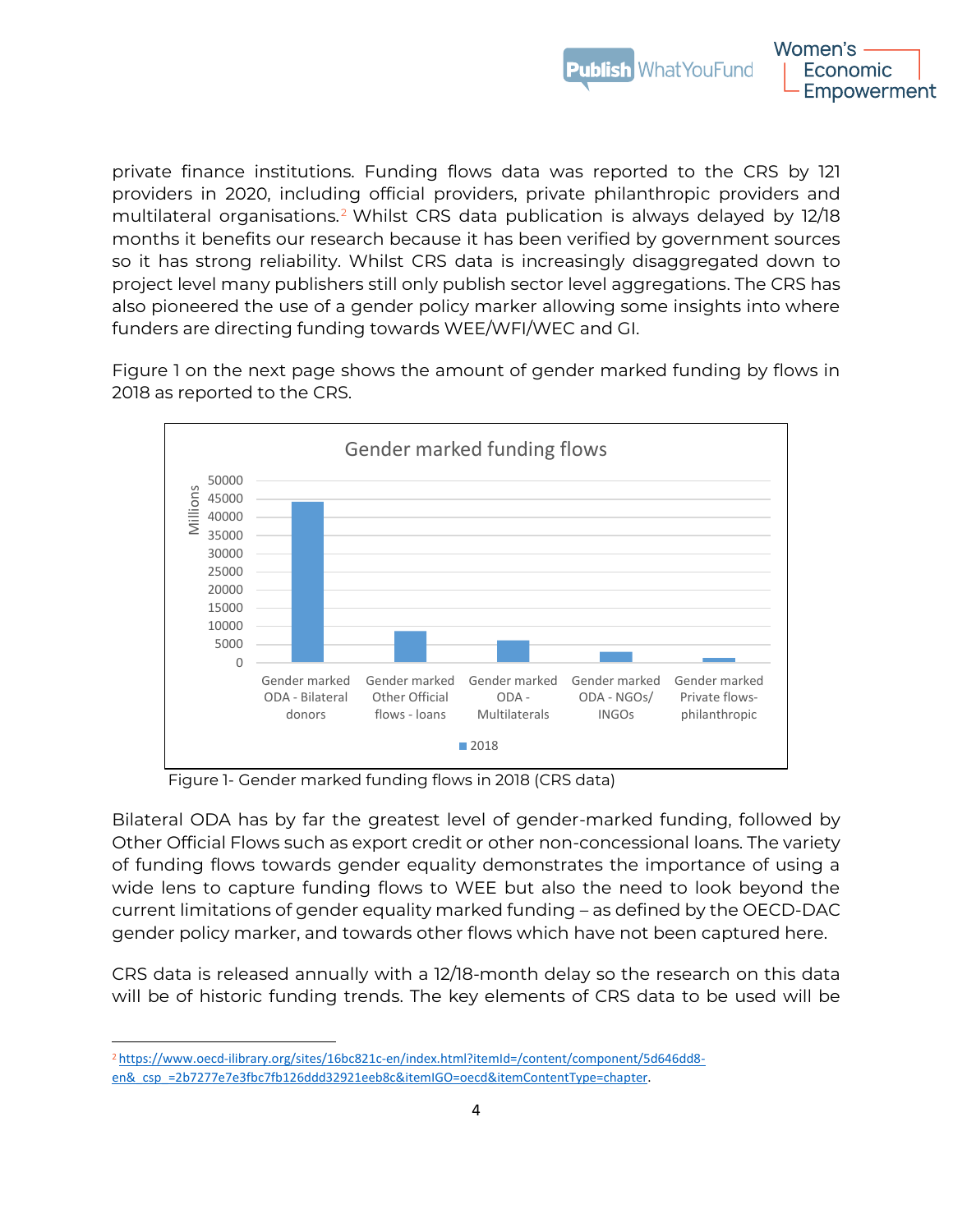private finance institutions. Funding flows data was reported to the CRS by 121 providers in 2020, including official providers, private philanthropic providers and multilateral organisations.[2] Whilst CRS data publication is always delayed by 12/18 months it benefits our research because it has been verified by government sources so it has strong reliability. Whilst CRS data is increasingly disaggregated down to project level many publishers still only publish sector level aggregations. The CRS has also pioneered the use of a gender policy marker allowing some insights into where funders are directing funding towards WEE/WFI/WEC and GI.

Figure 1 on the next page shows the amount of gender marked funding by flows in 2018 as reported to the CRS.

Figure 1- Gender marked funding flows in 2018 (CRS data)

Bilateral ODA has by far the greatest level of gender-marked funding, followed by Other Official Flows such as export credit or other non-concessional loans. The variety of funding flows towards gender equality demonstrates the importance of using a wide lens to capture funding flows to WEE but also the need to look beyond the current limitations of gender equality marked funding – as defined by the OECD-DAC gender policy marker, and towards other flows which have not been captured here.

CRS data is released annually with a 12/18-month delay so the research on this data will be of historic funding trends. The key elements of CRS data to be used will be

[2] https://www.oecd-ilibrary.org/sites/16bc821c-en/index.html?itemId=/content/component/5d646dd8-en&_csp_=2b7277e7e3fbc7fb126ddd32921eeb8c&itemIGO=oecd&itemContentType=chapter.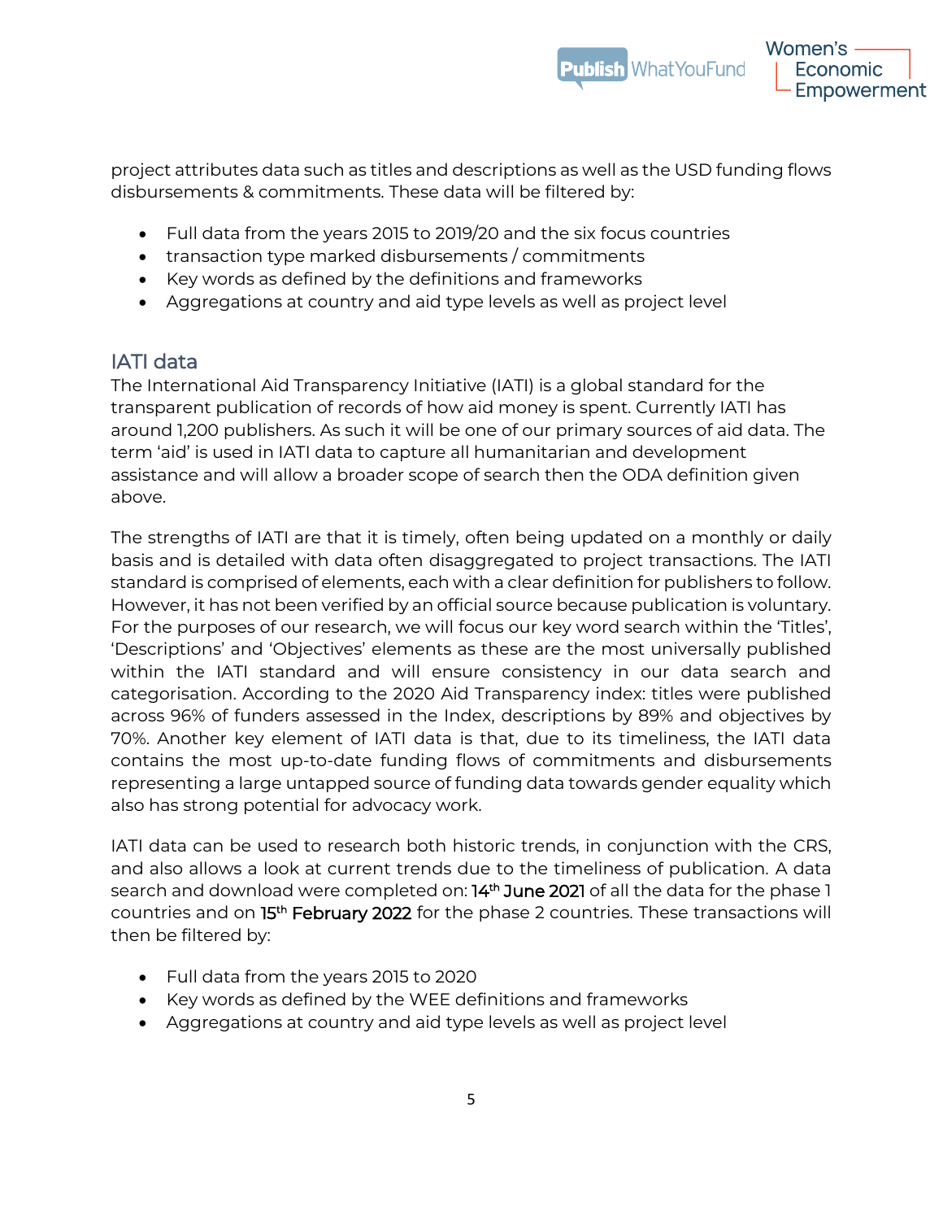project attributes data such as titles and descriptions as well as the USD funding flows disbursements & commitments. These data will be filtered by:

- Full data from the years 2015 to 2019/20 and the six focus countries
- transaction type marked disbursements / commitments
- Key words as defined by the definitions and frameworks
- Aggregations at country and aid type levels as well as project level

## IATI data

The International Aid Transparency Initiative (IATI) is a global standard for the transparent publication of records of how aid money is spent. Currently IATI has around 1,200 publishers. As such it will be one of our primary sources of aid data. The term 'aid' is used in IATI data to capture all humanitarian and development assistance and will allow a broader scope of search then the ODA definition given above.

The strengths of IATI are that it is timely, often being updated on a monthly or daily basis and is detailed with data often disaggregated to project transactions. The IATI standard is comprised of elements, each with a clear definition for publishers to follow. However, it has not been verified by an official source because publication is voluntary. For the purposes of our research, we will focus our key word search within the 'Titles', 'Descriptions' and 'Objectives' elements as these are the most universally published within the IATI standard and will ensure consistency in our data search and categorisation. According to the 2020 Aid Transparency index: titles were published across 96% of funders assessed in the Index, descriptions by 89% and objectives by 70%. Another key element of IATI data is that, due to its timeliness, the IATI data contains the most up-to-date funding flows of commitments and disbursements representing a large untapped source of funding data towards gender equality which also has strong potential for advocacy work.

IATI data can be used to research both historic trends, in conjunction with the CRS, and also allows a look at current trends due to the timeliness of publication. A data search and download were completed on: 14th June 2021 of all the data for the phase 1 countries and on 15th February 2022 for the phase 2 countries. These transactions will then be filtered by:

- Full data from the years 2015 to 2020
- Key words as defined by the WEE definitions and frameworks
- Aggregations at country and aid type levels as well as project level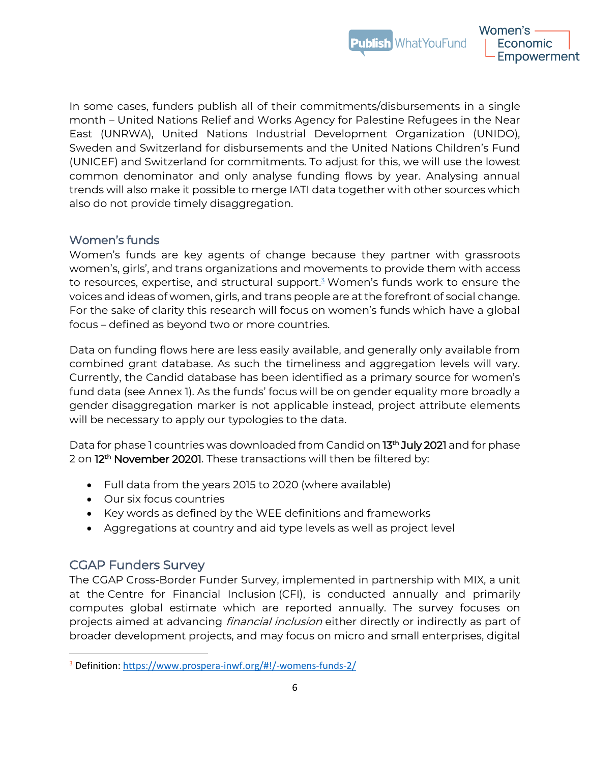In some cases, funders publish all of their commitments/disbursements in a single month – United Nations Relief and Works Agency for Palestine Refugees in the Near East (UNRWA), United Nations Industrial Development Organization (UNIDO), Sweden and Switzerland for disbursements and the United Nations Children's Fund (UNICEF) and Switzerland for commitments. To adjust for this, we will use the lowest common denominator and only analyse funding flows by year. Analysing annual trends will also make it possible to merge IATI data together with other sources which also do not provide timely disaggregation.

## Women's funds

Women's funds are key agents of change because they partner with grassroots women's, girls', and trans organizations and movements to provide them with access to resources, expertise, and structural support.[3] Women's funds work to ensure the voices and ideas of women, girls, and trans people are at the forefront of social change. For the sake of clarity this research will focus on women's funds which have a global focus – defined as beyond two or more countries.

Data on funding flows here are less easily available, and generally only available from combined grant database. As such the timeliness and aggregation levels will vary. Currently, the Candid database has been identified as a primary source for women's fund data (see Annex 1). As the funds' focus will be on gender equality more broadly a gender disaggregation marker is not applicable instead, project attribute elements will be necessary to apply our typologies to the data.

Data for phase 1 countries was downloaded from Candid on 13th July 2021 and for phase 2 on 12th November 20201. These transactions will then be filtered by:

- Full data from the years 2015 to 2020 (where available)
- Our six focus countries
- Key words as defined by the WEE definitions and frameworks
- Aggregations at country and aid type levels as well as project level

## CGAP Funders Survey

The CGAP Cross-Border Funder Survey, implemented in partnership with MIX, a unit at the Centre for Financial Inclusion (CFI), is conducted annually and primarily computes global estimate which are reported annually. The survey focuses on projects aimed at advancing *financial inclusion* either directly or indirectly as part of broader development projects, and may focus on micro and small enterprises, digital

[3] Definition: https://www.prospera-inwf.org/#!/-womens-funds-2/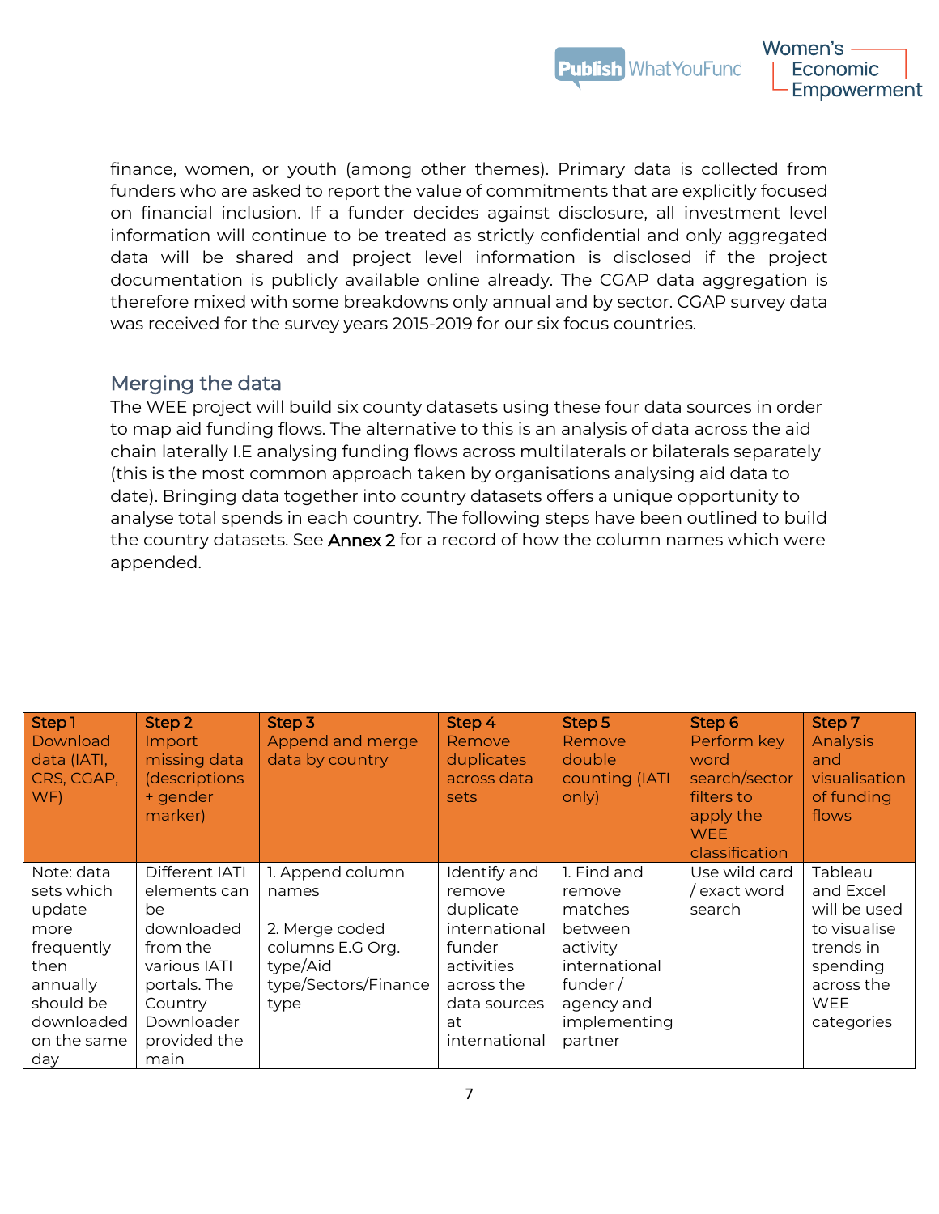finance, women, or youth (among other themes). Primary data is collected from funders who are asked to report the value of commitments that are explicitly focused on financial inclusion. If a funder decides against disclosure, all investment level information will continue to be treated as strictly confidential and only aggregated data will be shared and project level information is disclosed if the project documentation is publicly available online already. The CGAP data aggregation is therefore mixed with some breakdowns only annual and by sector. CGAP survey data was received for the survey years 2015-2019 for our six focus countries.

## Merging the data

The WEE project will build six county datasets using these four data sources in order to map aid funding flows. The alternative to this is an analysis of data across the aid chain laterally I.E analysing funding flows across multilaterals or bilaterals separately (this is the most common approach taken by organisations analysing aid data to date). Bringing data together into country datasets offers a unique opportunity to analyse total spends in each country. The following steps have been outlined to build the country datasets. See Annex 2 for a record of how the column names which were appended.

| **Step 1** Download data (IATI, CRS, CGAP, WF) | **Step 2** Import missing data (descriptions + gender marker) | **Step 3** Append and merge data by country | **Step 4** Remove duplicates across data sets | **Step 5** Remove double counting (IATI only) | **Step 6** Perform key word search/sector filters to apply the WEE classification | **Step 7** Analysis and visualisation of funding flows |
|---|---|---|---|---|---|---|
| Note: data sets which update more frequently then annually should be downloaded on the same day | Different IATI elements can be downloaded from the various IATI portals. The Country Downloader provided the main | 1. Append column names<br><br>2. Merge coded columns E.G Org. type/Aid type/Sectors/Finance type | Identify and remove duplicate international funder activities across the data sources at international | 1. Find and remove matches between activity international funder / agency and implementing partner | Use wild card / exact word search | Tableau and Excel will be used to visualise trends in spending across the WEE categories |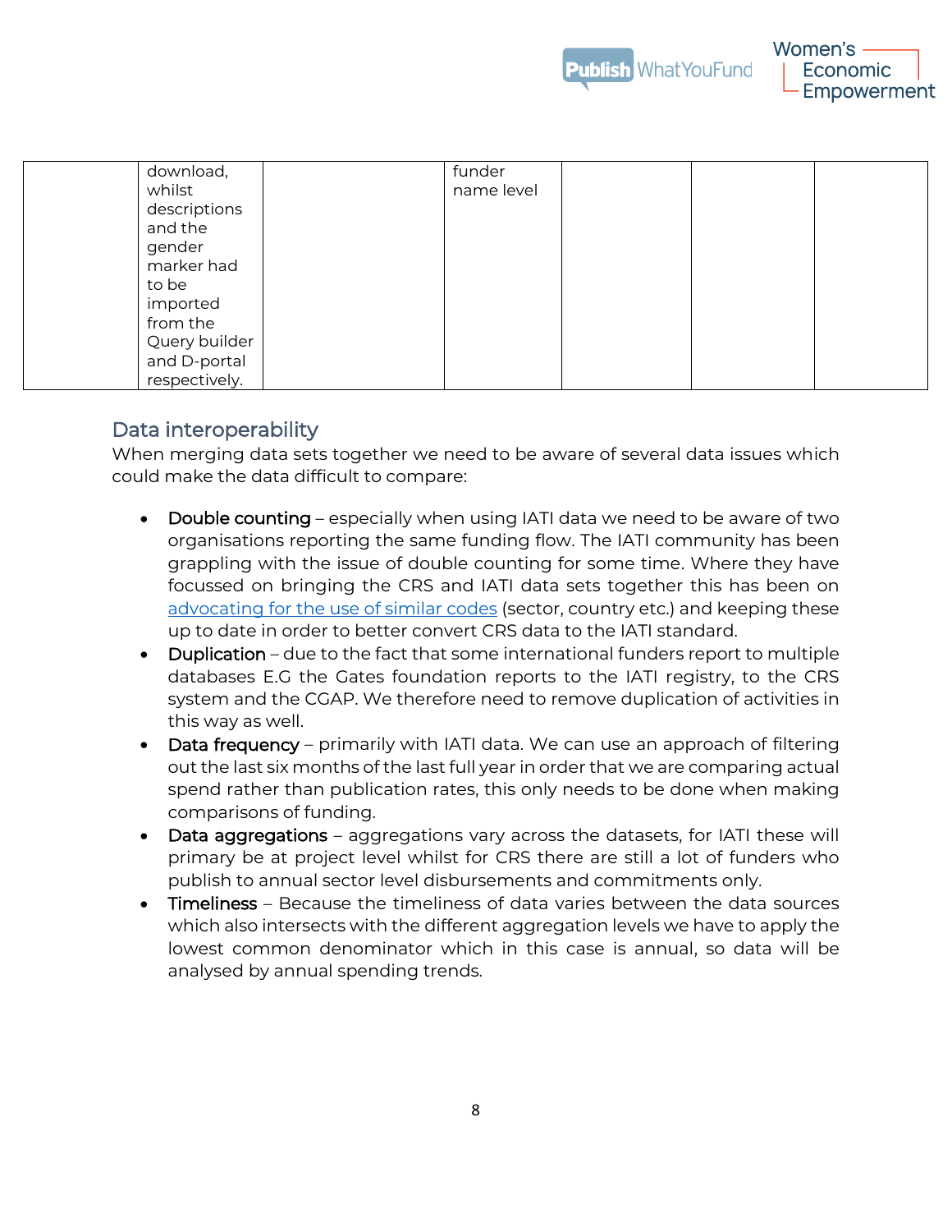|  |  |  |  |  |  |  |
|---|---|---|---|---|---|---|
|  | download, whilst descriptions and the gender marker had to be imported from the Query builder and D-portal respectively. |  | funder name level |  |  |  |

## Data interoperability

When merging data sets together we need to be aware of several data issues which could make the data difficult to compare:

- **Double counting** – especially when using IATI data we need to be aware of two organisations reporting the same funding flow. The IATI community has been grappling with the issue of double counting for some time. Where they have focussed on bringing the CRS and IATI data sets together this has been on advocating for the use of similar codes (sector, country etc.) and keeping these up to date in order to better convert CRS data to the IATI standard.
- **Duplication** – due to the fact that some international funders report to multiple databases E.G the Gates foundation reports to the IATI registry, to the CRS system and the CGAP. We therefore need to remove duplication of activities in this way as well.
- **Data frequency** – primarily with IATI data. We can use an approach of filtering out the last six months of the last full year in order that we are comparing actual spend rather than publication rates, this only needs to be done when making comparisons of funding.
- **Data aggregations** – aggregations vary across the datasets, for IATI these will primary be at project level whilst for CRS there are still a lot of funders who publish to annual sector level disbursements and commitments only.
- **Timeliness** – Because the timeliness of data varies between the data sources which also intersects with the different aggregation levels we have to apply the lowest common denominator which in this case is annual, so data will be analysed by annual spending trends.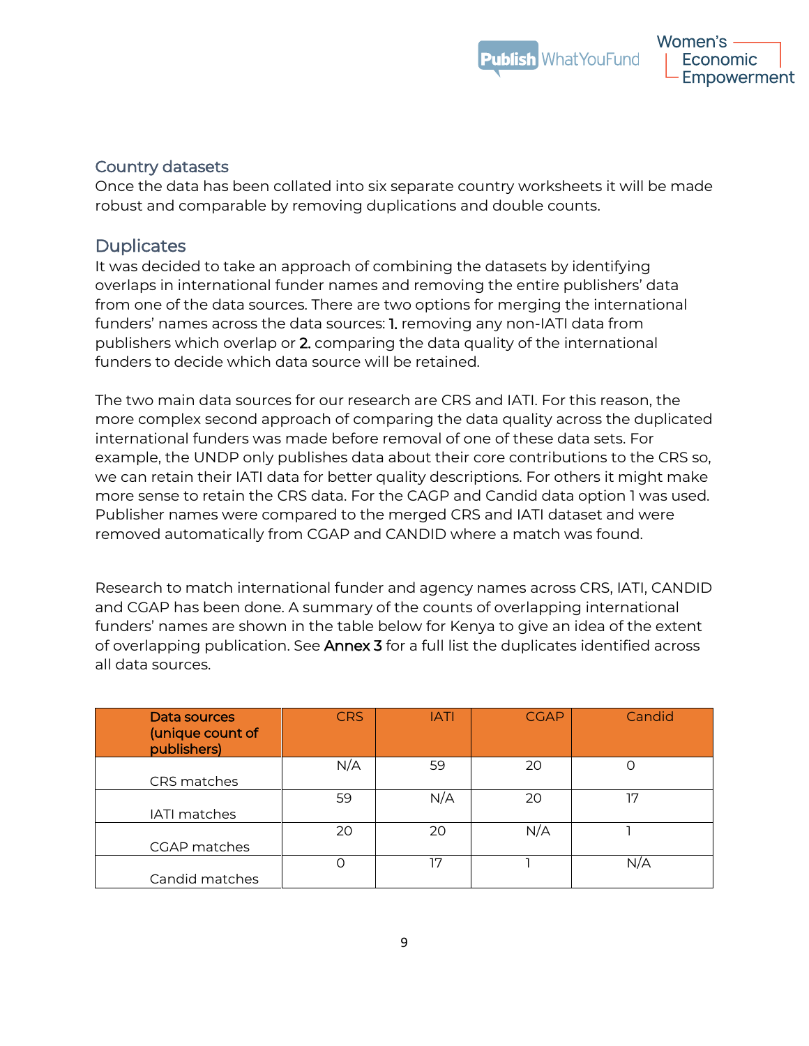## Country datasets

Once the data has been collated into six separate country worksheets it will be made robust and comparable by removing duplications and double counts.

## Duplicates

It was decided to take an approach of combining the datasets by identifying overlaps in international funder names and removing the entire publishers' data from one of the data sources. There are two options for merging the international funders' names across the data sources: **1.** removing any non-IATI data from publishers which overlap or **2.** comparing the data quality of the international funders to decide which data source will be retained.

The two main data sources for our research are CRS and IATI. For this reason, the more complex second approach of comparing the data quality across the duplicated international funders was made before removal of one of these data sets. For example, the UNDP only publishes data about their core contributions to the CRS so, we can retain their IATI data for better quality descriptions. For others it might make more sense to retain the CRS data. For the CAGP and Candid data option 1 was used. Publisher names were compared to the merged CRS and IATI dataset and were removed automatically from CGAP and CANDID where a match was found.

Research to match international funder and agency names across CRS, IATI, CANDID and CGAP has been done. A summary of the counts of overlapping international funders' names are shown in the table below for Kenya to give an idea of the extent of overlapping publication. See **Annex 3** for a full list the duplicates identified across all data sources.

| Data sources (unique count of publishers) | CRS | IATI | CGAP | Candid |
|---|---|---|---|---|
| CRS matches | N/A | 59 | 20 | 0 |
| IATI matches | 59 | N/A | 20 | 17 |
| CGAP matches | 20 | 20 | N/A | 1 |
| Candid matches | 0 | 17 | 1 | N/A |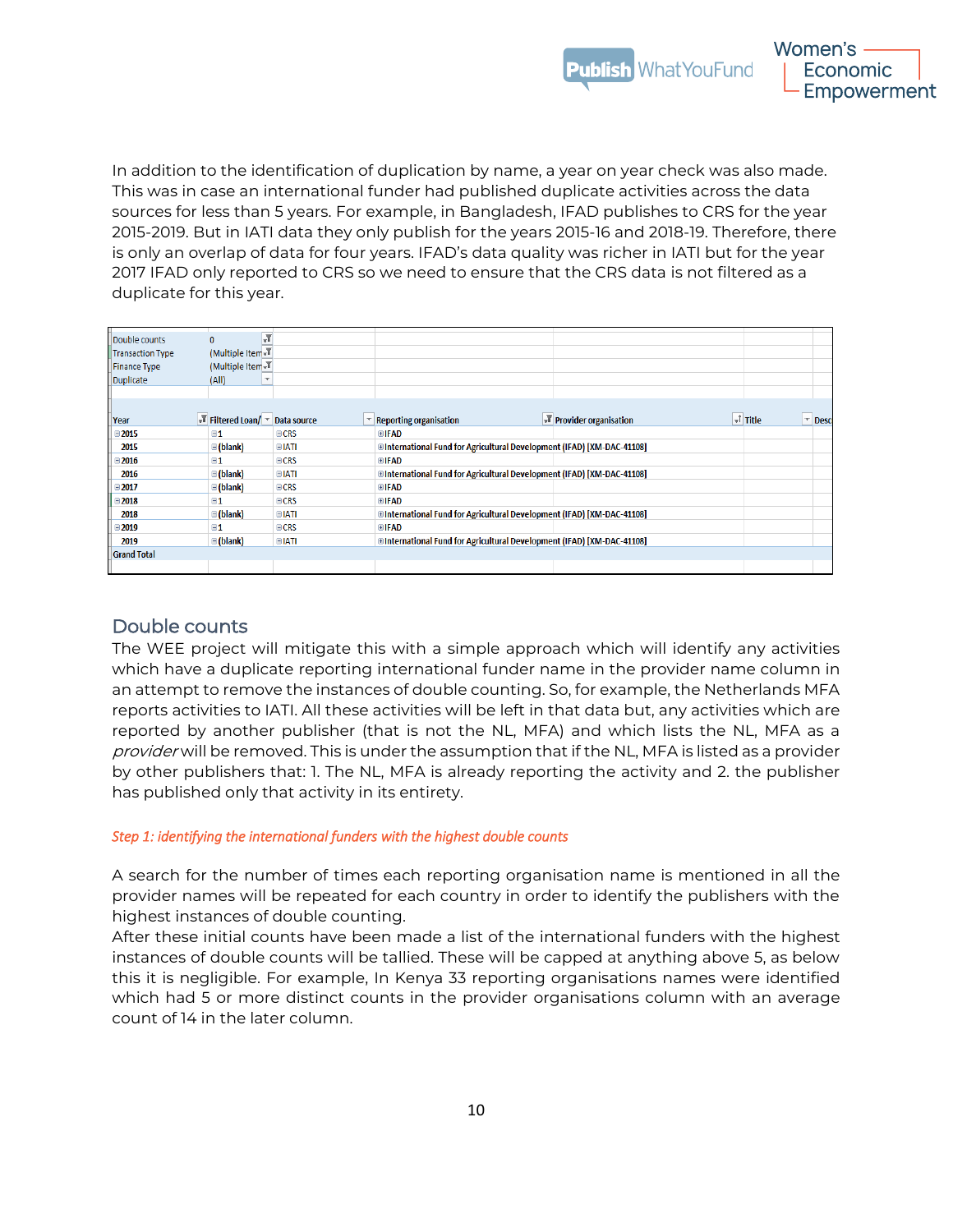In addition to the identification of duplication by name, a year on year check was also made. This was in case an international funder had published duplicate activities across the data sources for less than 5 years. For example, in Bangladesh, IFAD publishes to CRS for the year 2015-2019. But in IATI data they only publish for the years 2015-16 and 2018-19. Therefore, there is only an overlap of data for four years. IFAD's data quality was richer in IATI but for the year 2017 IFAD only reported to CRS so we need to ensure that the CRS data is not filtered as a duplicate for this year.

| Double counts | 0 | | | | | |
|---|---|---|---|---|---|---|
| Transaction Type | (Multiple Items) | | | | | |
| Finance Type | (Multiple Items) | | | | | |
| Duplicate | (All) | | | | | |
| | | | | | | |
| **Year** | **Filtered Loan/** | **Data source** | **Reporting organisation** | **Provider organisation** | **Title** | **Desc** |
| 2015 | 1 | CRS | IFAD | | | |
| 2015 | (blank) | IATI | International Fund for Agricultural Development (IFAD) [XM-DAC-41108] | | | |
| 2016 | 1 | CRS | IFAD | | | |
| 2016 | (blank) | IATI | International Fund for Agricultural Development (IFAD) [XM-DAC-41108] | | | |
| 2017 | (blank) | CRS | IFAD | | | |
| 2018 | 1 | CRS | IFAD | | | |
| 2018 | (blank) | IATI | International Fund for Agricultural Development (IFAD) [XM-DAC-41108] | | | |
| 2019 | 1 | CRS | IFAD | | | |
| 2019 | (blank) | IATI | International Fund for Agricultural Development (IFAD) [XM-DAC-41108] | | | |
| Grand Total | | | | | | |

## Double counts

The WEE project will mitigate this with a simple approach which will identify any activities which have a duplicate reporting international funder name in the provider name column in an attempt to remove the instances of double counting. So, for example, the Netherlands MFA reports activities to IATI. All these activities will be left in that data but, any activities which are reported by another publisher (that is not the NL, MFA) and which lists the NL, MFA as a *provider* will be removed. This is under the assumption that if the NL, MFA is listed as a provider by other publishers that: 1. The NL, MFA is already reporting the activity and 2. the publisher has published only that activity in its entirety.

*Step 1: identifying the international funders with the highest double counts*

A search for the number of times each reporting organisation name is mentioned in all the provider names will be repeated for each country in order to identify the publishers with the highest instances of double counting.

After these initial counts have been made a list of the international funders with the highest instances of double counts will be tallied. These will be capped at anything above 5, as below this it is negligible. For example, In Kenya 33 reporting organisations names were identified which had 5 or more distinct counts in the provider organisations column with an average count of 14 in the later column.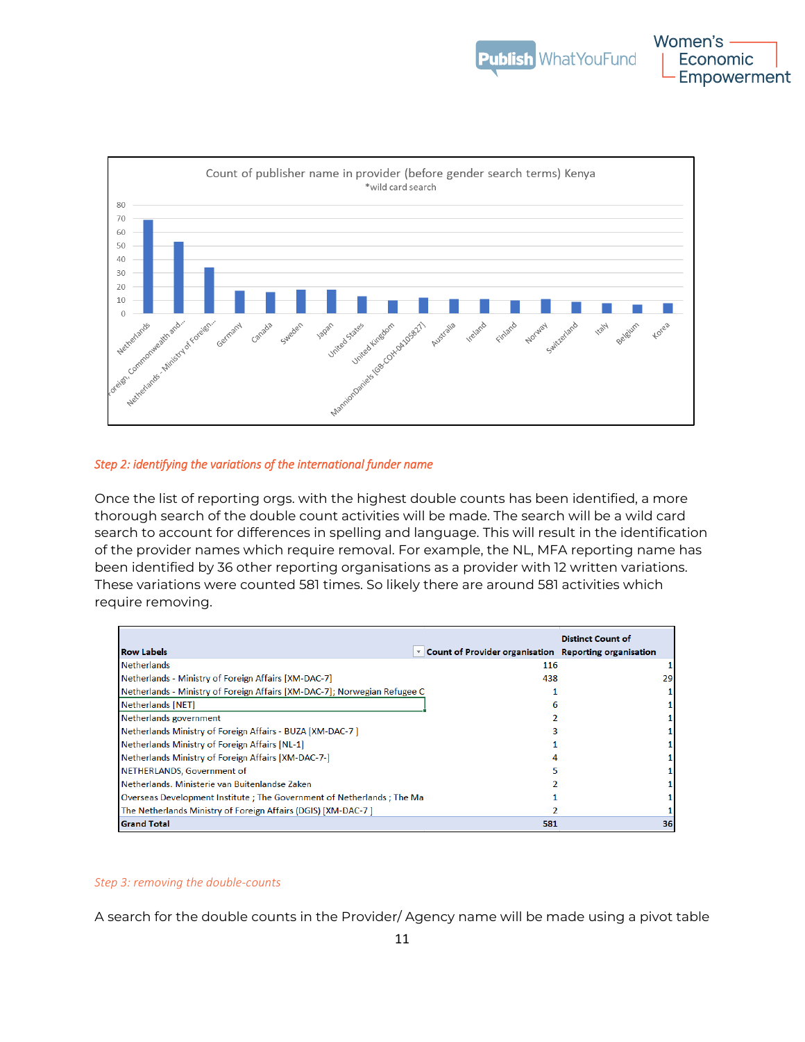Count of publisher name in provider (before gender search terms) Kenya
*wild card search

| Provider | Count |
|---|---|
| Netherlands | 69 |
| Foreign, Commonwealth and... | 53 |
| Netherlands - Ministry of Foreign... | 34 |
| Germany | 17 |
| Canada | 16 |
| Sweden | 18 |
| Japan | 18 |
| United States | 13 |
| United Kingdom | 10 |
| MannionDaniels [GB-COH-04105827] | 12 |
| Australia | 11 |
| Ireland | 11 |
| Finland | 10 |
| Norway | 11 |
| Switzerland | 9 |
| Italy | 8 |
| Belgium | 7 |
| Korea | 8 |

*Step 2: identifying the variations of the international funder name*

Once the list of reporting orgs. with the highest double counts has been identified, a more thorough search of the double count activities will be made. The search will be a wild card search to account for differences in spelling and language. This will result in the identification of the provider names which require removal. For example, the NL, MFA reporting name has been identified by 36 other reporting organisations as a provider with 12 written variations. These variations were counted 581 times. So likely there are around 581 activities which require removing.

| Row Labels | Count of Provider organisation | Distinct Count of Reporting organisation |
|---|---|---|
| Netherlands | 116 | 1 |
| Netherlands - Ministry of Foreign Affairs [XM-DAC-7] | 438 | 29 |
| Netherlands - Ministry of Foreign Affairs [XM-DAC-7]; Norwegian Refugee C | 1 | 1 |
| Netherlands [NET] | 6 | 1 |
| Netherlands government | 2 | 1 |
| Netherlands Ministry of Foreign Affairs - BUZA [XM-DAC-7 ] | 3 | 1 |
| Netherlands Ministry of Foreign Affairs [NL-1] | 1 | 1 |
| Netherlands Ministry of Foreign Affairs [XM-DAC-7-] | 4 | 1 |
| NETHERLANDS, Government of | 5 | 1 |
| Netherlands. Ministerie van Buitenlandse Zaken | 2 | 1 |
| Overseas Development Institute ; The Government of Netherlands ; The Ma | 1 | 1 |
| The Netherlands Ministry of Foreign Affairs (DGIS) [XM-DAC-7 ] | 2 | 1 |
| **Grand Total** | **581** | **36** |

*Step 3: removing the double-counts*

A search for the double counts in the Provider/ Agency name will be made using a pivot table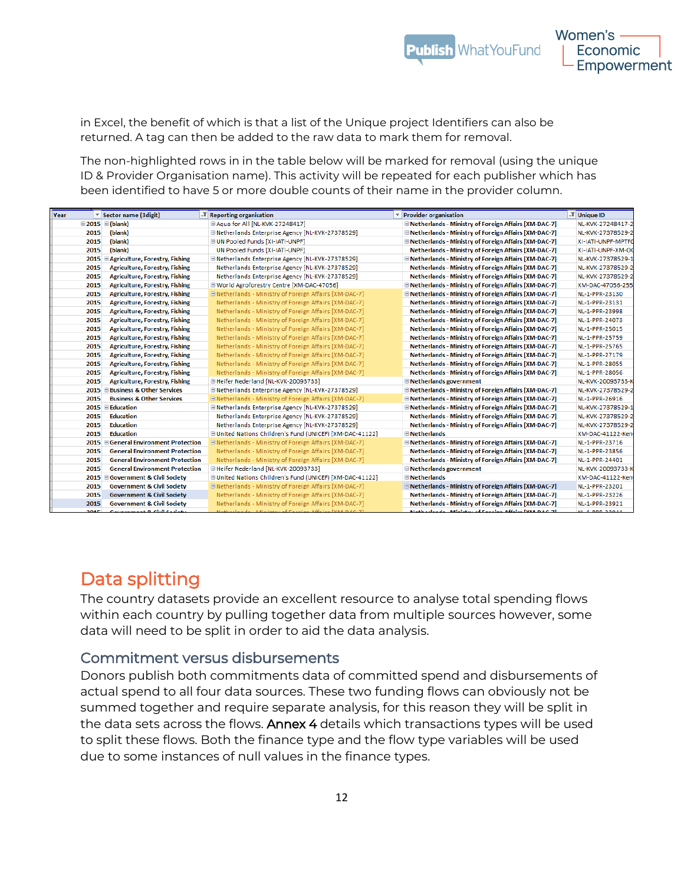in Excel, the benefit of which is that a list of the Unique project Identifiers can also be returned. A tag can then be added to the raw data to mark them for removal.

The non-highlighted rows in in the table below will be marked for removal (using the unique ID & Provider Organisation name). This activity will be repeated for each publisher which has been identified to have 5 or more double counts of their name in the provider column.

| Year | Sector name (3digit) | Reporting organisation | Provider organisation | Unique ID |
|---|---|---|---|---|
| 2015 | (blank) | Aqua for All [NL-KVK-27248417] | Netherlands - Ministry of Foreign Affairs [XM-DAC-7] | NL-KVK-27248417-2 |
| 2015 | (blank) | Netherlands Enterprise Agency [NL-KVK-27378529] | Netherlands - Ministry of Foreign Affairs [XM-DAC-7] | NL-KVK-27378529-2 |
| 2015 | (blank) | UN Pooled Funds [XI-IATI-UNPF] | Netherlands - Ministry of Foreign Affairs [XM-DAC-7] | XI-IATI-UNPF-MPTFO |
| 2015 | (blank) | UN Pooled Funds [XI-IATI-UNPF] | Netherlands - Ministry of Foreign Affairs [XM-DAC-7] | XI-IATI-UNPF-XM-OC |
| 2015 | Agriculture, Forestry, Fishing | Netherlands Enterprise Agency [NL-KVK-27378529] | Netherlands - Ministry of Foreign Affairs [XM-DAC-7] | NL-KVK-27378529-1 |
| 2015 | Agriculture, Forestry, Fishing | Netherlands Enterprise Agency [NL-KVK-27378529] | Netherlands - Ministry of Foreign Affairs [XM-DAC-7] | NL-KVK-27378529-2 |
| 2015 | Agriculture, Forestry, Fishing | Netherlands Enterprise Agency [NL-KVK-27378529] | Netherlands - Ministry of Foreign Affairs [XM-DAC-7] | NL-KVK-27378529-2 |
| 2015 | Agriculture, Forestry, Fishing | World Agroforestry Centre [XM-DAC-47056] | Netherlands - Ministry of Foreign Affairs [XM-DAC-7] | XM-DAC-47056-255 |
| 2015 | Agriculture, Forestry, Fishing | Netherlands - Ministry of Foreign Affairs [XM-DAC-7] | Netherlands - Ministry of Foreign Affairs [XM-DAC-7] | NL-1-PPR-23130 |
| 2015 | Agriculture, Forestry, Fishing | Netherlands - Ministry of Foreign Affairs [XM-DAC-7] | Netherlands - Ministry of Foreign Affairs [XM-DAC-7] | NL-1-PPR-23131 |
| 2015 | Agriculture, Forestry, Fishing | Netherlands - Ministry of Foreign Affairs [XM-DAC-7] | Netherlands - Ministry of Foreign Affairs [XM-DAC-7] | NL-1-PPR-23998 |
| 2015 | Agriculture, Forestry, Fishing | Netherlands - Ministry of Foreign Affairs [XM-DAC-7] | Netherlands - Ministry of Foreign Affairs [XM-DAC-7] | NL-1-PPR-24073 |
| 2015 | Agriculture, Forestry, Fishing | Netherlands - Ministry of Foreign Affairs [XM-DAC-7] | Netherlands - Ministry of Foreign Affairs [XM-DAC-7] | NL-1-PPR-25015 |
| 2015 | Agriculture, Forestry, Fishing | Netherlands - Ministry of Foreign Affairs [XM-DAC-7] | Netherlands - Ministry of Foreign Affairs [XM-DAC-7] | NL-1-PPR-25759 |
| 2015 | Agriculture, Forestry, Fishing | Netherlands - Ministry of Foreign Affairs [XM-DAC-7] | Netherlands - Ministry of Foreign Affairs [XM-DAC-7] | NL-1-PPR-25765 |
| 2015 | Agriculture, Forestry, Fishing | Netherlands - Ministry of Foreign Affairs [XM-DAC-7] | Netherlands - Ministry of Foreign Affairs [XM-DAC-7] | NL-1-PPR-27179 |
| 2015 | Agriculture, Forestry, Fishing | Netherlands - Ministry of Foreign Affairs [XM-DAC-7] | Netherlands - Ministry of Foreign Affairs [XM-DAC-7] | NL-1-PPR-28055 |
| 2015 | Agriculture, Forestry, Fishing | Netherlands - Ministry of Foreign Affairs [XM-DAC-7] | Netherlands - Ministry of Foreign Affairs [XM-DAC-7] | NL-1-PPR-28056 |
| 2015 | Agriculture, Forestry, Fishing | Heifer Nederland [NL-KVK-20093733] | Netherlands government | NL-KVK-20093733-K |
| 2015 | Business & Other Services | Netherlands Enterprise Agency [NL-KVK-27378529] | Netherlands - Ministry of Foreign Affairs [XM-DAC-7] | NL-KVK-27378529-2 |
| 2015 | Business & Other Services | Netherlands - Ministry of Foreign Affairs [XM-DAC-7] | Netherlands - Ministry of Foreign Affairs [XM-DAC-7] | NL-1-PPR-26916 |
| 2015 | Education | Netherlands Enterprise Agency [NL-KVK-27378529] | Netherlands - Ministry of Foreign Affairs [XM-DAC-7] | NL-KVK-27378529-1 |
| 2015 | Education | Netherlands Enterprise Agency [NL-KVK-27378529] | Netherlands - Ministry of Foreign Affairs [XM-DAC-7] | NL-KVK-27378529-2 |
| 2015 | Education | Netherlands Enterprise Agency [NL-KVK-27378529] | Netherlands - Ministry of Foreign Affairs [XM-DAC-7] | NL-KVK-27378529-2 |
| 2015 | Education | United Nations Children's Fund (UNICEF) [XM-DAC-41122] | Netherlands | XM-DAC-41122-Ken |
| 2015 | General Environment Protection | Netherlands - Ministry of Foreign Affairs [XM-DAC-7] | Netherlands - Ministry of Foreign Affairs [XM-DAC-7] | NL-1-PPR-23716 |
| 2015 | General Environment Protection | Netherlands - Ministry of Foreign Affairs [XM-DAC-7] | Netherlands - Ministry of Foreign Affairs [XM-DAC-7] | NL-1-PPR-23856 |
| 2015 | General Environment Protection | Netherlands - Ministry of Foreign Affairs [XM-DAC-7] | Netherlands - Ministry of Foreign Affairs [XM-DAC-7] | NL-1-PPR-24401 |
| 2015 | General Environment Protection | Heifer Nederland [NL-KVK-20093733] | Netherlands government | NL-KVK-20093733-K |
| 2015 | Government & Civil Society | United Nations Children's Fund (UNICEF) [XM-DAC-41122] | Netherlands | XM-DAC-41122-Ken |
| 2015 | Government & Civil Society | Netherlands - Ministry of Foreign Affairs [XM-DAC-7] | Netherlands - Ministry of Foreign Affairs [XM-DAC-7] | NL-1-PPR-23201 |
| 2015 | Government & Civil Society | Netherlands - Ministry of Foreign Affairs [XM-DAC-7] | Netherlands - Ministry of Foreign Affairs [XM-DAC-7] | NL-1-PPR-23226 |
| 2015 | Government & Civil Society | Netherlands - Ministry of Foreign Affairs [XM-DAC-7] | Netherlands - Ministry of Foreign Affairs [XM-DAC-7] | NL-1-PPR-23921 |

## Data splitting

The country datasets provide an excellent resource to analyse total spending flows within each country by pulling together data from multiple sources however, some data will need to be split in order to aid the data analysis.

### Commitment versus disbursements

Donors publish both commitments data of committed spend and disbursements of actual spend to all four data sources. These two funding flows can obviously not be summed together and require separate analysis, for this reason they will be split in the data sets across the flows. Annex 4 details which transactions types will be used to split these flows. Both the finance type and the flow type variables will be used due to some instances of null values in the finance types.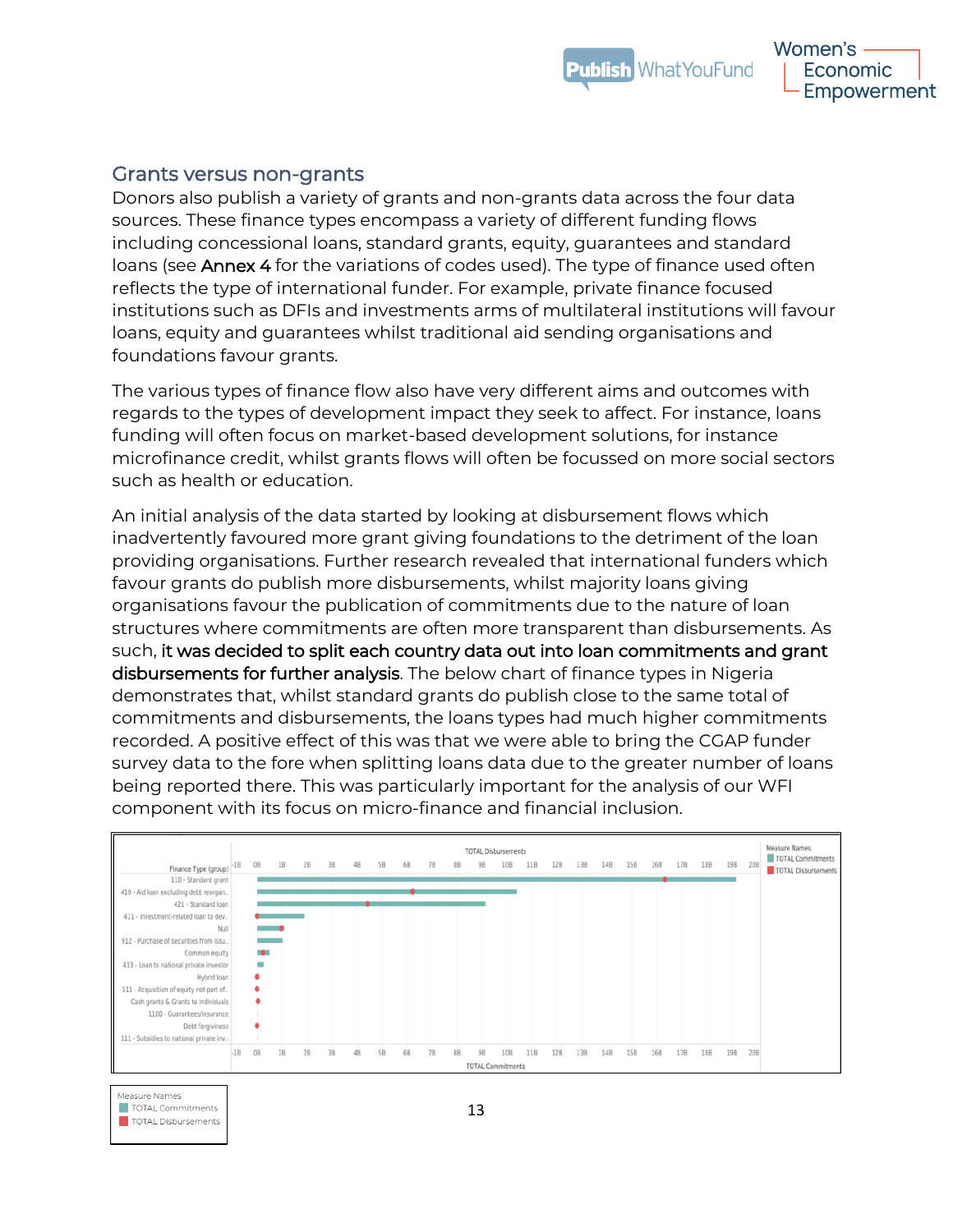## Grants versus non-grants

Donors also publish a variety of grants and non-grants data across the four data sources. These finance types encompass a variety of different funding flows including concessional loans, standard grants, equity, guarantees and standard loans (see **Annex 4** for the variations of codes used). The type of finance used often reflects the type of international funder. For example, private finance focused institutions such as DFIs and investments arms of multilateral institutions will favour loans, equity and guarantees whilst traditional aid sending organisations and foundations favour grants.

The various types of finance flow also have very different aims and outcomes with regards to the types of development impact they seek to affect. For instance, loans funding will often focus on market-based development solutions, for instance microfinance credit, whilst grants flows will often be focussed on more social sectors such as health or education.

An initial analysis of the data started by looking at disbursement flows which inadvertently favoured more grant giving foundations to the detriment of the loan providing organisations. Further research revealed that international funders which favour grants do publish more disbursements, whilst majority loans giving organisations favour the publication of commitments due to the nature of loan structures where commitments are often more transparent than disbursements. As such, **it was decided to split each country data out into loan commitments and grant disbursements for further analysis**. The below chart of finance types in Nigeria demonstrates that, whilst standard grants do publish close to the same total of commitments and disbursements, the loans types had much higher commitments recorded. A positive effect of this was that we were able to bring the CGAP funder survey data to the fore when splitting loans data due to the greater number of loans being reported there. This was particularly important for the analysis of our WFI component with its focus on micro-finance and financial inclusion.

Measure Names
- TOTAL Commitments
- TOTAL Disbursements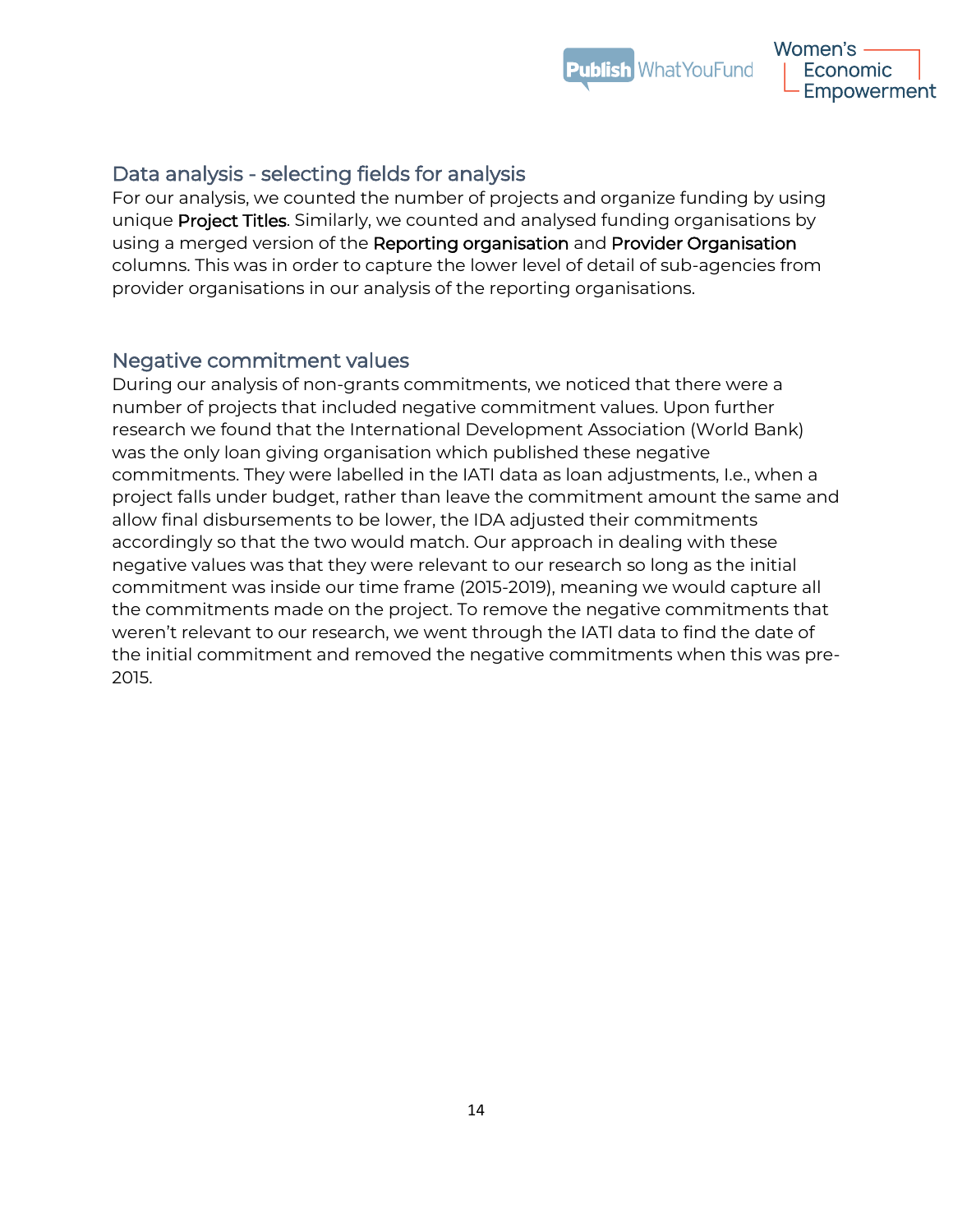## Data analysis - selecting fields for analysis

For our analysis, we counted the number of projects and organize funding by using unique Project Titles. Similarly, we counted and analysed funding organisations by using a merged version of the Reporting organisation and Provider Organisation columns. This was in order to capture the lower level of detail of sub-agencies from provider organisations in our analysis of the reporting organisations.

## Negative commitment values

During our analysis of non-grants commitments, we noticed that there were a number of projects that included negative commitment values. Upon further research we found that the International Development Association (World Bank) was the only loan giving organisation which published these negative commitments. They were labelled in the IATI data as loan adjustments, I.e., when a project falls under budget, rather than leave the commitment amount the same and allow final disbursements to be lower, the IDA adjusted their commitments accordingly so that the two would match. Our approach in dealing with these negative values was that they were relevant to our research so long as the initial commitment was inside our time frame (2015-2019), meaning we would capture all the commitments made on the project. To remove the negative commitments that weren't relevant to our research, we went through the IATI data to find the date of the initial commitment and removed the negative commitments when this was pre-2015.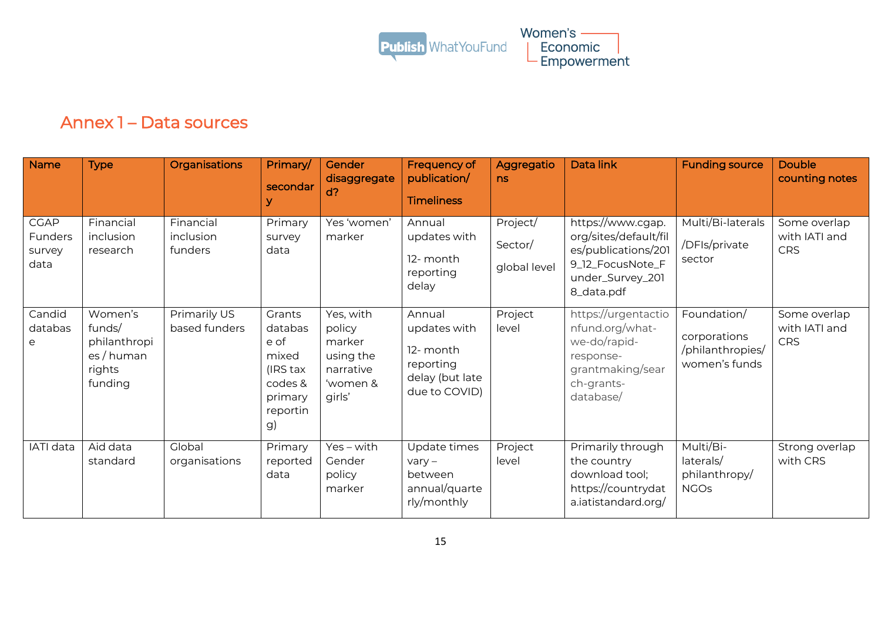## Annex 1 – Data sources

| Name | Type | Organisations | Primary/ secondary | Gender disaggregated? | Frequency of publication/ Timeliness | Aggregations | Data link | Funding source | Double counting notes |
|---|---|---|---|---|---|---|---|---|---|
| CGAP Funders survey data | Financial inclusion research | Financial inclusion funders | Primary survey data | Yes 'women' marker | Annual updates with 12- month reporting delay | Project/ Sector/ global level | https://www.cgap.org/sites/default/files/publications/2019_12_FocusNote_Funder_Survey_2018_data.pdf | Multi/Bi-laterals /DFIs/private sector | Some overlap with IATI and CRS |
| Candid database | Women's funds/ philanthropies / human rights funding | Primarily US based funders | Grants database of mixed (IRS tax codes & primary reporting) | Yes, with policy marker using the narrative 'women & girls' | Annual updates with 12- month reporting delay (but late due to COVID) | Project level | https://urgentactionfund.org/what-we-do/rapid-response-grantmaking/search-grants-database/ | Foundation/ corporations /philanthropies/ women's funds | Some overlap with IATI and CRS |
| IATI data | Aid data standard | Global organisations | Primary reported data | Yes – with Gender policy marker | Update times vary – between annual/quarterly/monthly | Project level | Primarily through the country download tool; https://countrydata.iatistandard.org/ | Multi/Bi-laterals/ philanthropy/ NGOs | Strong overlap with CRS |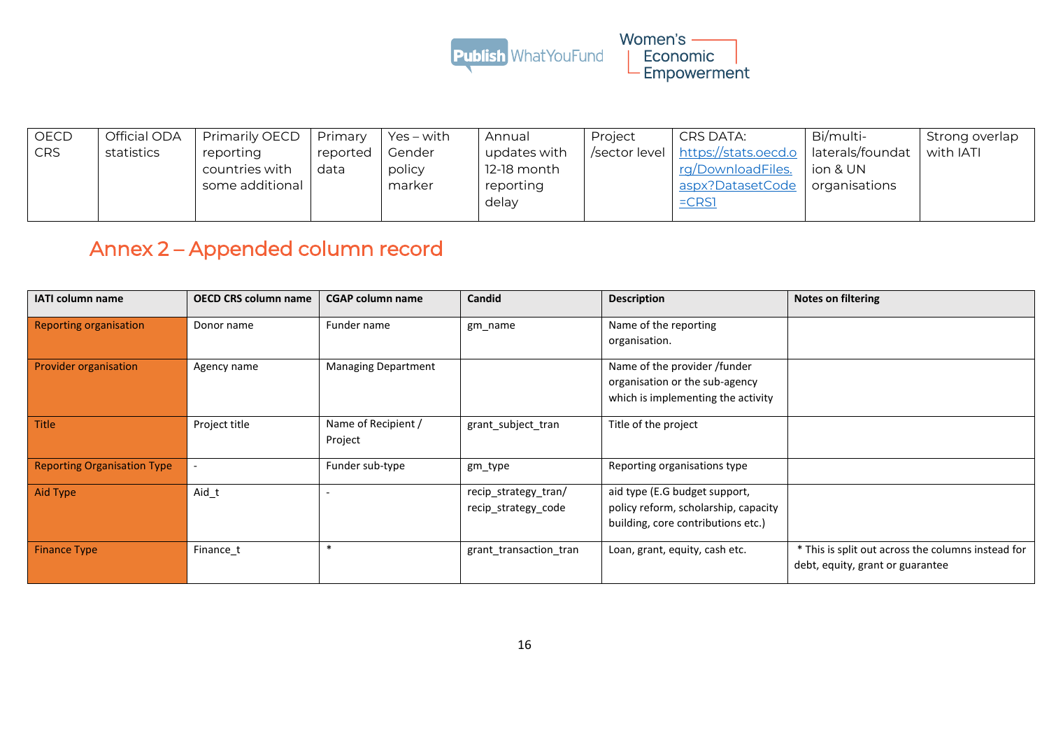| OECD CRS | Official ODA statistics | Primarily OECD reporting countries with some additional | Primary reported data | Yes – with Gender policy marker | Annual updates with 12-18 month reporting delay | Project /sector level | CRS DATA: https://stats.oecd.org/DownloadFiles.aspx?DatasetCode=CRS1 | Bi/multi-laterals/foundation & UN organisations | Strong overlap with IATI |
|---|---|---|---|---|---|---|---|---|---|

## Annex 2 – Appended column record

| IATI column name | OECD CRS column name | CGAP column name | Candid | Description | Notes on filtering |
|---|---|---|---|---|---|
| Reporting organisation | Donor name | Funder name | gm_name | Name of the reporting organisation. | |
| Provider organisation | Agency name | Managing Department | | Name of the provider /funder organisation or the sub-agency which is implementing the activity | |
| Title | Project title | Name of Recipient / Project | grant_subject_tran | Title of the project | |
| Reporting Organisation Type | - | Funder sub-type | gm_type | Reporting organisations type | |
| Aid Type | Aid_t | - | recip_strategy_tran/ recip_strategy_code | aid type (E.G budget support, policy reform, scholarship, capacity building, core contributions etc.) | |
| Finance Type | Finance_t | * | grant_transaction_tran | Loan, grant, equity, cash etc. | * This is split out across the columns instead for debt, equity, grant or guarantee |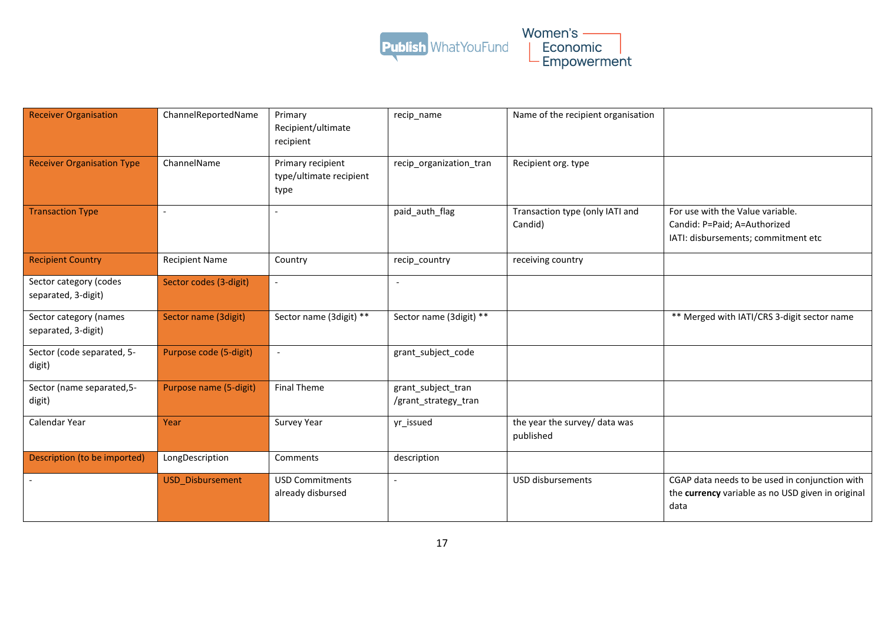| Receiver Organisation | ChannelReportedName | Primary Recipient/ultimate recipient | recip_name | Name of the recipient organisation | |
|---|---|---|---|---|---|
| Receiver Organisation Type | ChannelName | Primary recipient type/ultimate recipient type | recip_organization_tran | Recipient org. type | |
| Transaction Type | - | - | paid_auth_flag | Transaction type (only IATI and Candid) | For use with the Value variable. Candid: P=Paid; A=Authorized IATI: disbursements; commitment etc |
| Recipient Country | Recipient Name | Country | recip_country | receiving country | |
| Sector category (codes separated, 3-digit) | Sector codes (3-digit) | - | - | | |
| Sector category (names separated, 3-digit) | Sector name (3digit) | Sector name (3digit) ** | Sector name (3digit) ** | | ** Merged with IATI/CRS 3-digit sector name |
| Sector (code separated, 5-digit) | Purpose code (5-digit) | - | grant_subject_code | | |
| Sector (name separated,5-digit) | Purpose name (5-digit) | Final Theme | grant_subject_tran /grant_strategy_tran | | |
| Calendar Year | Year | Survey Year | yr_issued | the year the survey/ data was published | |
| Description (to be imported) | LongDescription | Comments | description | | |
| - | USD_Disbursement | USD Commitments already disbursed | - | USD disbursements | CGAP data needs to be used in conjunction with the **currency** variable as no USD given in original data |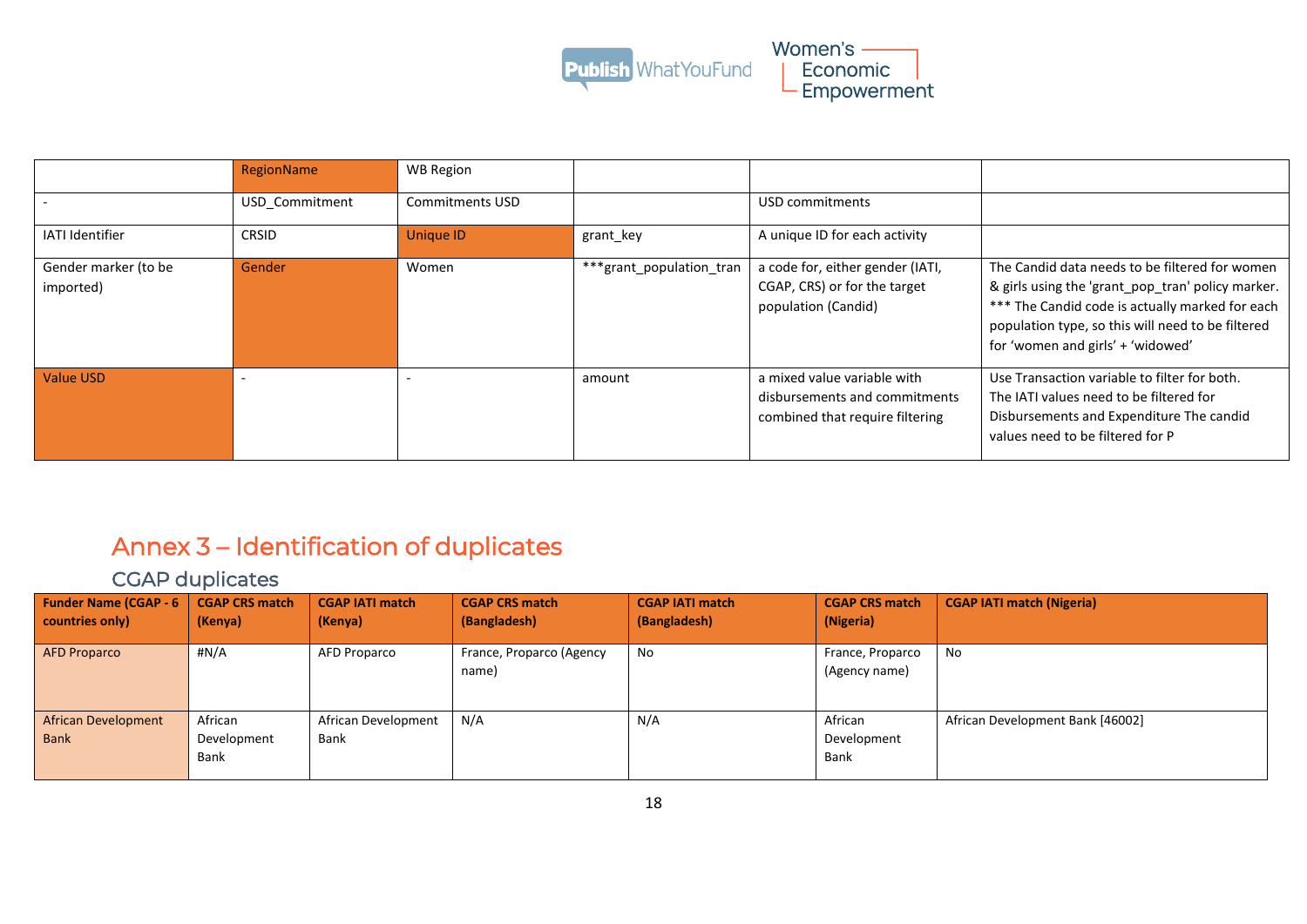|  | RegionName | WB Region |  |  |  |
|---|---|---|---|---|---|
| - | USD_Commitment | Commitments USD |  | USD commitments |  |
| IATI Identifier | CRSID | Unique ID | grant_key | A unique ID for each activity |  |
| Gender marker (to be imported) | Gender | Women | ***grant_population_tran | a code for, either gender (IATI, CGAP, CRS) or for the target population (Candid) | The Candid data needs to be filtered for women & girls using the 'grant_pop_tran' policy marker. *** The Candid code is actually marked for each population type, so this will need to be filtered for 'women and girls' + 'widowed' |
| Value USD | - | - | amount | a mixed value variable with disbursements and commitments combined that require filtering | Use Transaction variable to filter for both. The IATI values need to be filtered for Disbursements and Expenditure The candid values need to be filtered for P |

# Annex 3 – Identification of duplicates

## CGAP duplicates

| Funder Name (CGAP - 6 countries only) | CGAP CRS match (Kenya) | CGAP IATI match (Kenya) | CGAP CRS match (Bangladesh) | CGAP IATI match (Bangladesh) | CGAP CRS match (Nigeria) | CGAP IATI match (Nigeria) |
|---|---|---|---|---|---|---|
| AFD Proparco | #N/A | AFD Proparco | France, Proparco (Agency name) | No | France, Proparco (Agency name) | No |
| African Development Bank | African Development Bank | African Development Bank | N/A | N/A | African Development Bank | African Development Bank [46002] |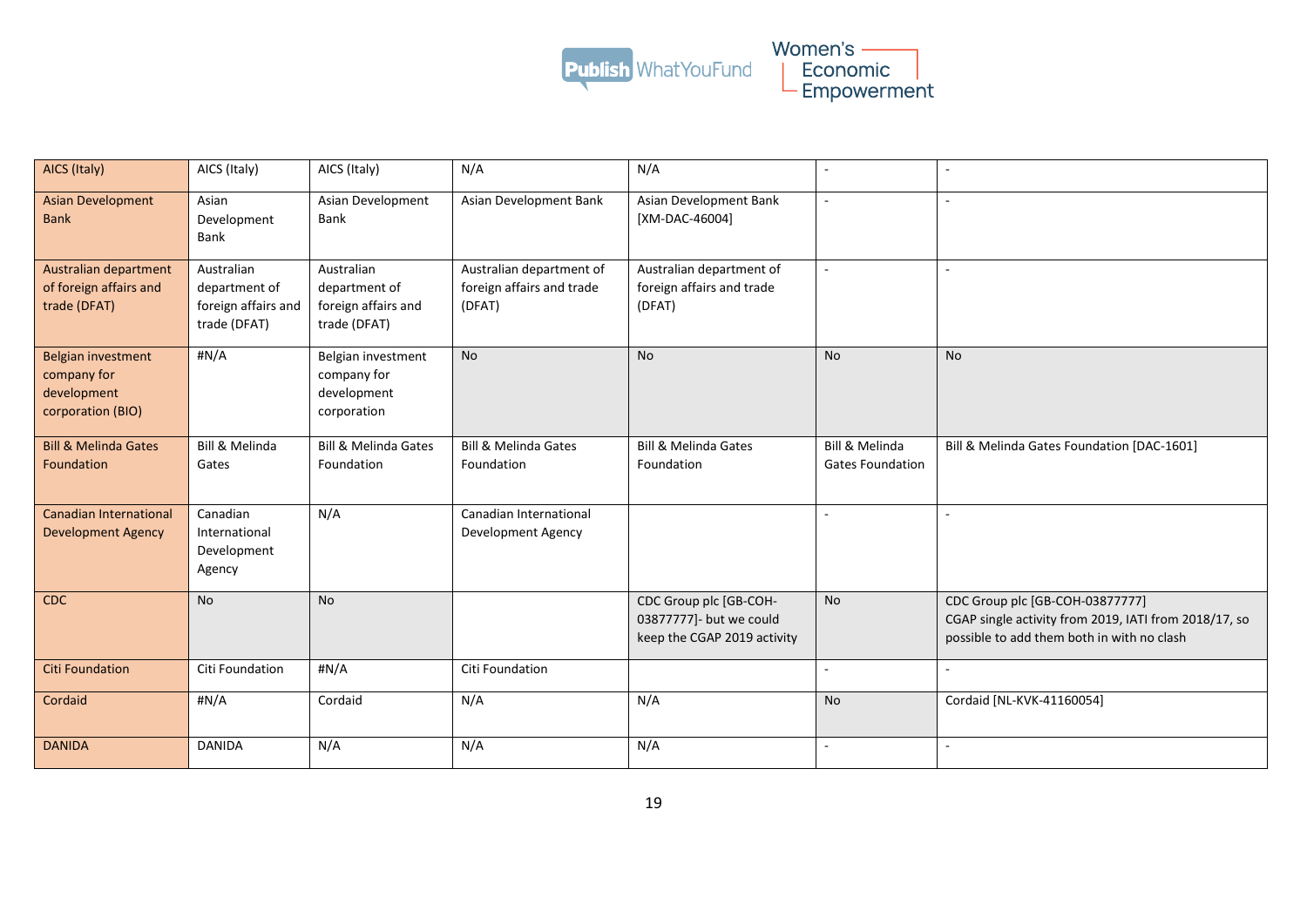| AICS (Italy) | AICS (Italy) | AICS (Italy) | N/A | N/A | - | - |
|---|---|---|---|---|---|---|
| Asian Development Bank | Asian Development Bank | Asian Development Bank | Asian Development Bank | Asian Development Bank [XM-DAC-46004] | - | - |
| Australian department of foreign affairs and trade (DFAT) | Australian department of foreign affairs and trade (DFAT) | Australian department of foreign affairs and trade (DFAT) | Australian department of foreign affairs and trade (DFAT) | Australian department of foreign affairs and trade (DFAT) | - | - |
| Belgian investment company for development corporation (BIO) | #N/A | Belgian investment company for development corporation | No | No | No | No |
| Bill & Melinda Gates Foundation | Bill & Melinda Gates | Bill & Melinda Gates Foundation | Bill & Melinda Gates Foundation | Bill & Melinda Gates Foundation | Bill & Melinda Gates Foundation | Bill & Melinda Gates Foundation [DAC-1601] |
| Canadian International Development Agency | Canadian International Development Agency | N/A | Canadian International Development Agency | | - | - |
| CDC | No | No | | CDC Group plc [GB-COH-03877777]- but we could keep the CGAP 2019 activity | No | CDC Group plc [GB-COH-03877777] CGAP single activity from 2019, IATI from 2018/17, so possible to add them both in with no clash |
| Citi Foundation | Citi Foundation | #N/A | Citi Foundation | | - | - |
| Cordaid | #N/A | Cordaid | N/A | N/A | No | Cordaid [NL-KVK-41160054] |
| DANIDA | DANIDA | N/A | N/A | N/A | - | - |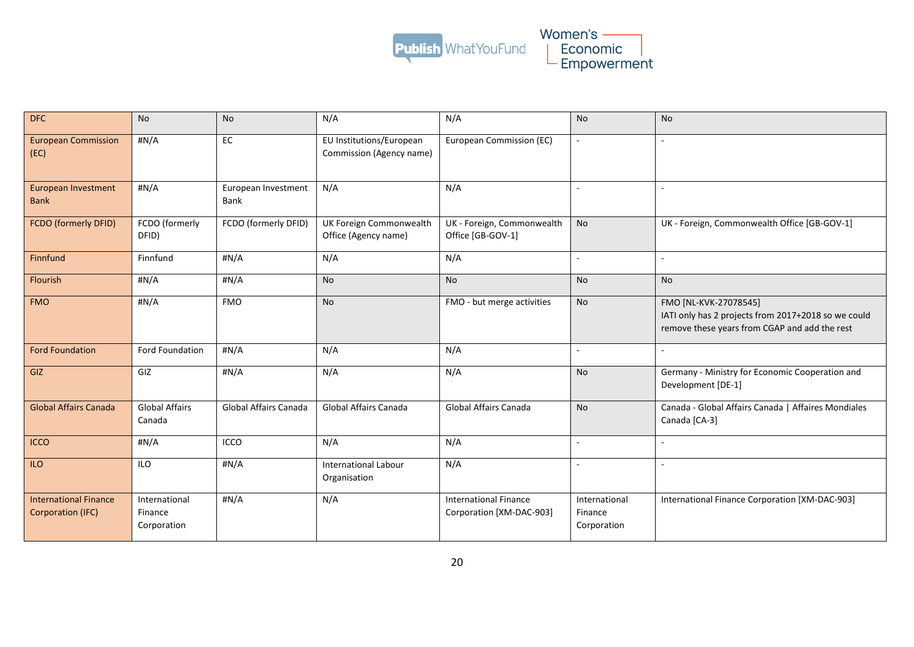| DFC | No | No | N/A | N/A | No | No |
|---|---|---|---|---|---|---|
| European Commission (EC) | #N/A | EC | EU Institutions/European Commission (Agency name) | European Commission (EC) | - | - |
| European Investment Bank | #N/A | European Investment Bank | N/A | N/A | - | - |
| FCDO (formerly DFID) | FCDO (formerly DFID) | FCDO (formerly DFID) | UK Foreign Commonwealth Office (Agency name) | UK - Foreign, Commonwealth Office [GB-GOV-1] | No | UK - Foreign, Commonwealth Office [GB-GOV-1] |
| Finnfund | Finnfund | #N/A | N/A | N/A | - | - |
| Flourish | #N/A | #N/A | No | No | No | No |
| FMO | #N/A | FMO | No | FMO - but merge activities | No | FMO [NL-KVK-27078545]<br>IATI only has 2 projects from 2017+2018 so we could remove these years from CGAP and add the rest |
| Ford Foundation | Ford Foundation | #N/A | N/A | N/A | - | - |
| GIZ | GIZ | #N/A | N/A | N/A | No | Germany - Ministry for Economic Cooperation and Development [DE-1] |
| Global Affairs Canada | Global Affairs Canada | Global Affairs Canada | Global Affairs Canada | Global Affairs Canada | No | Canada - Global Affairs Canada \| Affaires Mondiales Canada [CA-3] |
| ICCO | #N/A | ICCO | N/A | N/A | - | - |
| ILO | ILO | #N/A | International Labour Organisation | N/A | - | - |
| International Finance Corporation (IFC) | International Finance Corporation | #N/A | N/A | International Finance Corporation [XM-DAC-903] | International Finance Corporation | International Finance Corporation [XM-DAC-903] |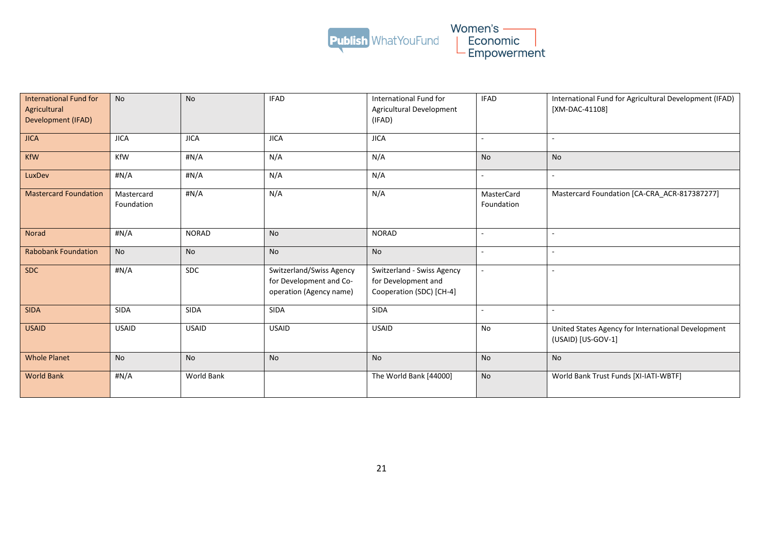| International Fund for Agricultural Development (IFAD) | No | No | IFAD | International Fund for Agricultural Development (IFAD) | IFAD | International Fund for Agricultural Development (IFAD) [XM-DAC-41108] |
|---|---|---|---|---|---|---|
| JICA | JICA | JICA | JICA | JICA | - | - |
| KfW | KfW | #N/A | N/A | N/A | No | No |
| LuxDev | #N/A | #N/A | N/A | N/A | - | - |
| Mastercard Foundation | Mastercard Foundation | #N/A | N/A | N/A | MasterCard Foundation | Mastercard Foundation [CA-CRA_ACR-817387277] |
| Norad | #N/A | NORAD | No | NORAD | - | - |
| Rabobank Foundation | No | No | No | No | - | - |
| SDC | #N/A | SDC | Switzerland/Swiss Agency for Development and Co-operation (Agency name) | Switzerland - Swiss Agency for Development and Cooperation (SDC) [CH-4] | - | - |
| SIDA | SIDA | SIDA | SIDA | SIDA | - | - |
| USAID | USAID | USAID | USAID | USAID | No | United States Agency for International Development (USAID) [US-GOV-1] |
| Whole Planet | No | No | No | No | No | No |
| World Bank | #N/A | World Bank | | The World Bank [44000] | No | World Bank Trust Funds [XI-IATI-WBTF] |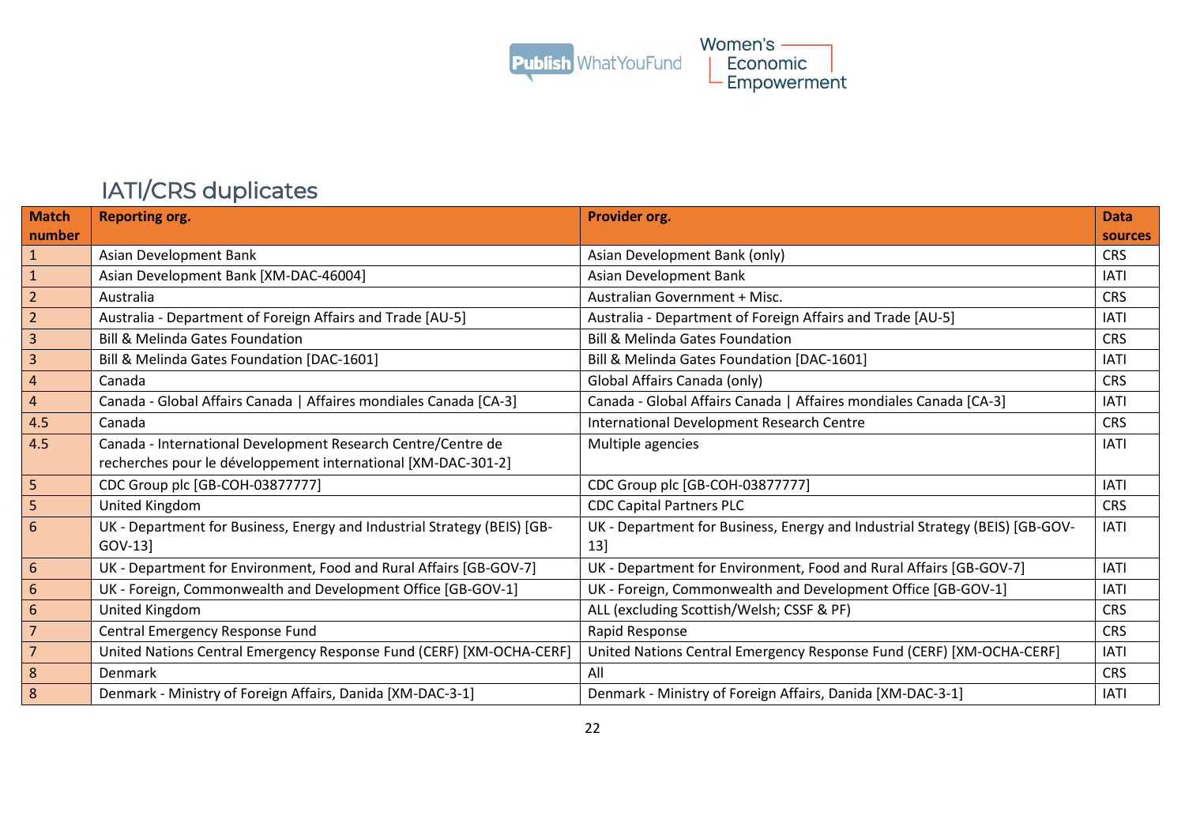## IATI/CRS duplicates

| Match number | Reporting org. | Provider org. | Data sources |
|---|---|---|---|
| 1 | Asian Development Bank | Asian Development Bank (only) | CRS |
| 1 | Asian Development Bank [XM-DAC-46004] | Asian Development Bank | IATI |
| 2 | Australia | Australian Government + Misc. | CRS |
| 2 | Australia - Department of Foreign Affairs and Trade [AU-5] | Australia - Department of Foreign Affairs and Trade [AU-5] | IATI |
| 3 | Bill & Melinda Gates Foundation | Bill & Melinda Gates Foundation | CRS |
| 3 | Bill & Melinda Gates Foundation [DAC-1601] | Bill & Melinda Gates Foundation [DAC-1601] | IATI |
| 4 | Canada | Global Affairs Canada (only) | CRS |
| 4 | Canada - Global Affairs Canada \| Affaires mondiales Canada [CA-3] | Canada - Global Affairs Canada \| Affaires mondiales Canada [CA-3] | IATI |
| 4.5 | Canada | International Development Research Centre | CRS |
| 4.5 | Canada - International Development Research Centre/Centre de recherches pour le développement international [XM-DAC-301-2] | Multiple agencies | IATI |
| 5 | CDC Group plc [GB-COH-03877777] | CDC Group plc [GB-COH-03877777] | IATI |
| 5 | United Kingdom | CDC Capital Partners PLC | CRS |
| 6 | UK - Department for Business, Energy and Industrial Strategy (BEIS) [GB-GOV-13] | UK - Department for Business, Energy and Industrial Strategy (BEIS) [GB-GOV-13] | IATI |
| 6 | UK - Department for Environment, Food and Rural Affairs [GB-GOV-7] | UK - Department for Environment, Food and Rural Affairs [GB-GOV-7] | IATI |
| 6 | UK - Foreign, Commonwealth and Development Office [GB-GOV-1] | UK - Foreign, Commonwealth and Development Office [GB-GOV-1] | IATI |
| 6 | United Kingdom | ALL (excluding Scottish/Welsh; CSSF & PF) | CRS |
| 7 | Central Emergency Response Fund | Rapid Response | CRS |
| 7 | United Nations Central Emergency Response Fund (CERF) [XM-OCHA-CERF] | United Nations Central Emergency Response Fund (CERF) [XM-OCHA-CERF] | IATI |
| 8 | Denmark | All | CRS |
| 8 | Denmark - Ministry of Foreign Affairs, Danida [XM-DAC-3-1] | Denmark - Ministry of Foreign Affairs, Danida [XM-DAC-3-1] | IATI |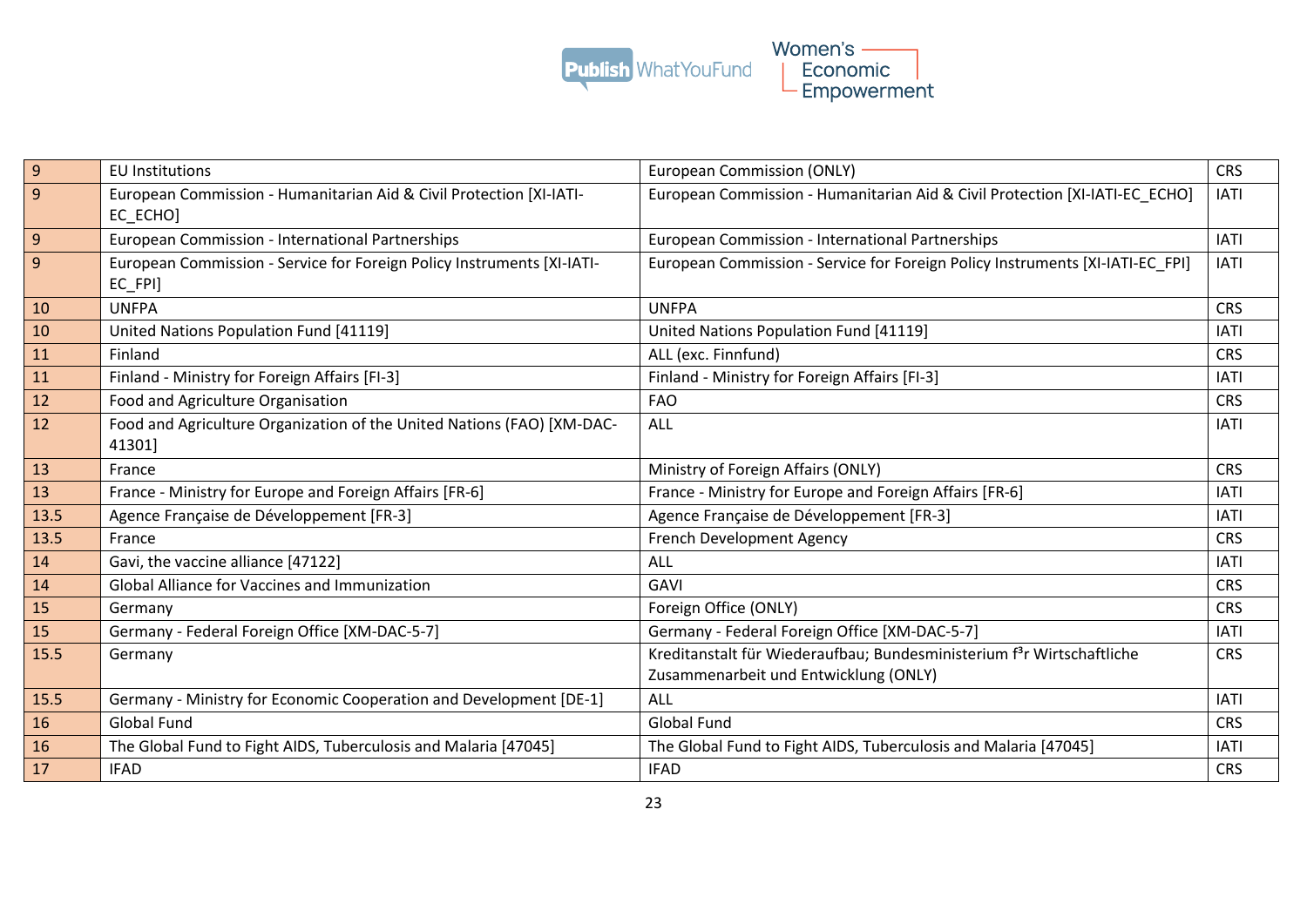| 9 | EU Institutions | European Commission (ONLY) | CRS |
|---|---|---|---|
| 9 | European Commission - Humanitarian Aid & Civil Protection [XI-IATI-EC_ECHO] | European Commission - Humanitarian Aid & Civil Protection [XI-IATI-EC_ECHO] | IATI |
| 9 | European Commission - International Partnerships | European Commission - International Partnerships | IATI |
| 9 | European Commission - Service for Foreign Policy Instruments [XI-IATI-EC_FPI] | European Commission - Service for Foreign Policy Instruments [XI-IATI-EC_FPI] | IATI |
| 10 | UNFPA | UNFPA | CRS |
| 10 | United Nations Population Fund [41119] | United Nations Population Fund [41119] | IATI |
| 11 | Finland | ALL (exc. Finnfund) | CRS |
| 11 | Finland - Ministry for Foreign Affairs [FI-3] | Finland - Ministry for Foreign Affairs [FI-3] | IATI |
| 12 | Food and Agriculture Organisation | FAO | CRS |
| 12 | Food and Agriculture Organization of the United Nations (FAO) [XM-DAC-41301] | ALL | IATI |
| 13 | France | Ministry of Foreign Affairs (ONLY) | CRS |
| 13 | France - Ministry for Europe and Foreign Affairs [FR-6] | France - Ministry for Europe and Foreign Affairs [FR-6] | IATI |
| 13.5 | Agence Française de Développement [FR-3] | Agence Française de Développement [FR-3] | IATI |
| 13.5 | France | French Development Agency | CRS |
| 14 | Gavi, the vaccine alliance [47122] | ALL | IATI |
| 14 | Global Alliance for Vaccines and Immunization | GAVI | CRS |
| 15 | Germany | Foreign Office (ONLY) | CRS |
| 15 | Germany - Federal Foreign Office [XM-DAC-5-7] | Germany - Federal Foreign Office [XM-DAC-5-7] | IATI |
| 15.5 | Germany | Kreditanstalt für Wiederaufbau; Bundesministerium f³r Wirtschaftliche Zusammenarbeit und Entwicklung (ONLY) | CRS |
| 15.5 | Germany - Ministry for Economic Cooperation and Development [DE-1] | ALL | IATI |
| 16 | Global Fund | Global Fund | CRS |
| 16 | The Global Fund to Fight AIDS, Tuberculosis and Malaria [47045] | The Global Fund to Fight AIDS, Tuberculosis and Malaria [47045] | IATI |
| 17 | IFAD | IFAD | CRS |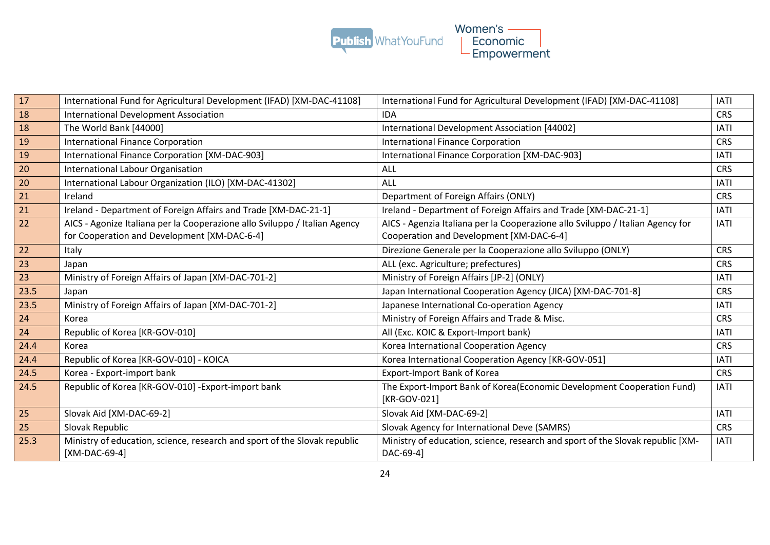| 17 | International Fund for Agricultural Development (IFAD) [XM-DAC-41108] | International Fund for Agricultural Development (IFAD) [XM-DAC-41108] | IATI |
|---|---|---|---|
| 18 | International Development Association | IDA | CRS |
| 18 | The World Bank [44000] | International Development Association [44002] | IATI |
| 19 | International Finance Corporation | International Finance Corporation | CRS |
| 19 | International Finance Corporation [XM-DAC-903] | International Finance Corporation [XM-DAC-903] | IATI |
| 20 | International Labour Organisation | ALL | CRS |
| 20 | International Labour Organization (ILO) [XM-DAC-41302] | ALL | IATI |
| 21 | Ireland | Department of Foreign Affairs (ONLY) | CRS |
| 21 | Ireland - Department of Foreign Affairs and Trade [XM-DAC-21-1] | Ireland - Department of Foreign Affairs and Trade [XM-DAC-21-1] | IATI |
| 22 | AICS - Agonize Italiana per la Cooperazione allo Sviluppo / Italian Agency for Cooperation and Development [XM-DAC-6-4] | AICS - Agenzia Italiana per la Cooperazione allo Sviluppo / Italian Agency for Cooperation and Development [XM-DAC-6-4] | IATI |
| 22 | Italy | Direzione Generale per la Cooperazione allo Sviluppo (ONLY) | CRS |
| 23 | Japan | ALL (exc. Agriculture; prefectures) | CRS |
| 23 | Ministry of Foreign Affairs of Japan [XM-DAC-701-2] | Ministry of Foreign Affairs [JP-2] (ONLY) | IATI |
| 23.5 | Japan | Japan International Cooperation Agency (JICA) [XM-DAC-701-8] | CRS |
| 23.5 | Ministry of Foreign Affairs of Japan [XM-DAC-701-2] | Japanese International Co-operation Agency | IATI |
| 24 | Korea | Ministry of Foreign Affairs and Trade & Misc. | CRS |
| 24 | Republic of Korea [KR-GOV-010] | All (Exc. KOIC & Export-Import bank) | IATI |
| 24.4 | Korea | Korea International Cooperation Agency | CRS |
| 24.4 | Republic of Korea [KR-GOV-010] - KOICA | Korea International Cooperation Agency [KR-GOV-051] | IATI |
| 24.5 | Korea - Export-import bank | Export-Import Bank of Korea | CRS |
| 24.5 | Republic of Korea [KR-GOV-010] -Export-import bank | The Export-Import Bank of Korea(Economic Development Cooperation Fund) [KR-GOV-021] | IATI |
| 25 | Slovak Aid [XM-DAC-69-2] | Slovak Aid [XM-DAC-69-2] | IATI |
| 25 | Slovak Republic | Slovak Agency for International Deve (SAMRS) | CRS |
| 25.3 | Ministry of education, science, research and sport of the Slovak republic [XM-DAC-69-4] | Ministry of education, science, research and sport of the Slovak republic [XM-DAC-69-4] | IATI |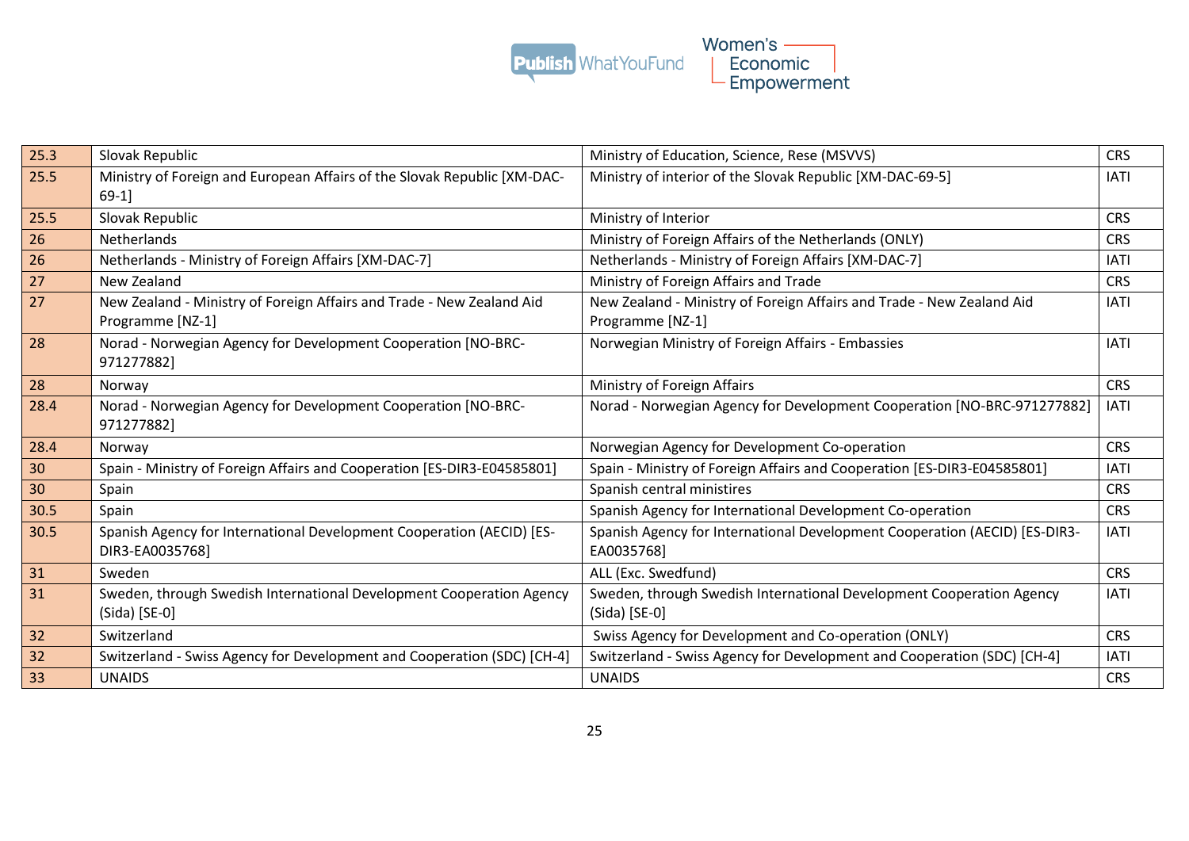| | | | |
|---|---|---|---|
| 25.3 | Slovak Republic | Ministry of Education, Science, Rese (MSVVS) | CRS |
| 25.5 | Ministry of Foreign and European Affairs of the Slovak Republic [XM-DAC-69-1] | Ministry of interior of the Slovak Republic [XM-DAC-69-5] | IATI |
| 25.5 | Slovak Republic | Ministry of Interior | CRS |
| 26 | Netherlands | Ministry of Foreign Affairs of the Netherlands (ONLY) | CRS |
| 26 | Netherlands - Ministry of Foreign Affairs [XM-DAC-7] | Netherlands - Ministry of Foreign Affairs [XM-DAC-7] | IATI |
| 27 | New Zealand | Ministry of Foreign Affairs and Trade | CRS |
| 27 | New Zealand - Ministry of Foreign Affairs and Trade - New Zealand Aid Programme [NZ-1] | New Zealand - Ministry of Foreign Affairs and Trade - New Zealand Aid Programme [NZ-1] | IATI |
| 28 | Norad - Norwegian Agency for Development Cooperation [NO-BRC-971277882] | Norwegian Ministry of Foreign Affairs - Embassies | IATI |
| 28 | Norway | Ministry of Foreign Affairs | CRS |
| 28.4 | Norad - Norwegian Agency for Development Cooperation [NO-BRC-971277882] | Norad - Norwegian Agency for Development Cooperation [NO-BRC-971277882] | IATI |
| 28.4 | Norway | Norwegian Agency for Development Co-operation | CRS |
| 30 | Spain - Ministry of Foreign Affairs and Cooperation [ES-DIR3-E04585801] | Spain - Ministry of Foreign Affairs and Cooperation [ES-DIR3-E04585801] | IATI |
| 30 | Spain | Spanish central ministires | CRS |
| 30.5 | Spain | Spanish Agency for International Development Co-operation | CRS |
| 30.5 | Spanish Agency for International Development Cooperation (AECID) [ES-DIR3-EA0035768] | Spanish Agency for International Development Cooperation (AECID) [ES-DIR3-EA0035768] | IATI |
| 31 | Sweden | ALL (Exc. Swedfund) | CRS |
| 31 | Sweden, through Swedish International Development Cooperation Agency (Sida) [SE-0] | Sweden, through Swedish International Development Cooperation Agency (Sida) [SE-0] | IATI |
| 32 | Switzerland | Swiss Agency for Development and Co-operation (ONLY) | CRS |
| 32 | Switzerland - Swiss Agency for Development and Cooperation (SDC) [CH-4] | Switzerland - Swiss Agency for Development and Cooperation (SDC) [CH-4] | IATI |
| 33 | UNAIDS | UNAIDS | CRS |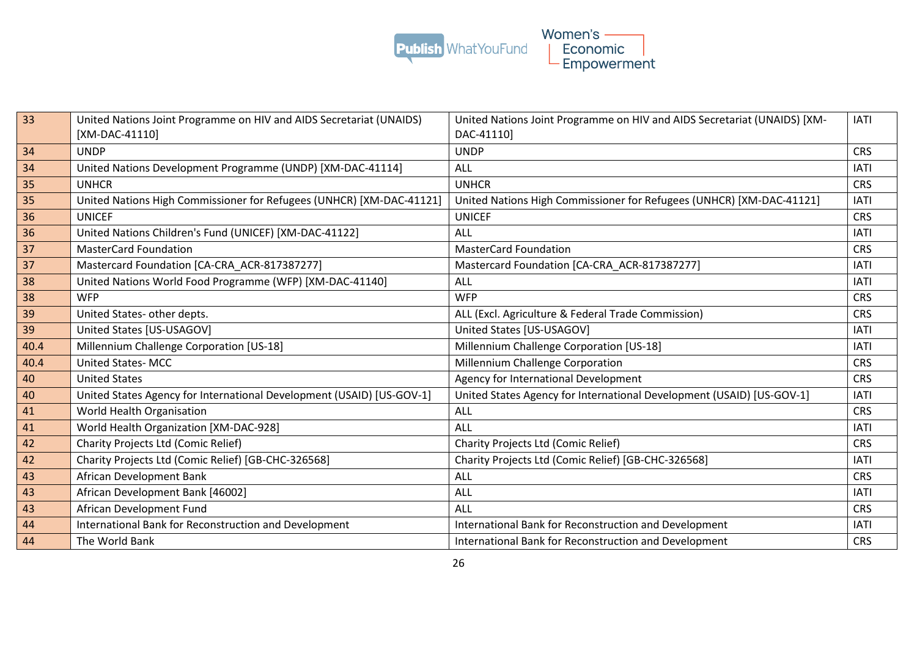| | | | |
|---|---|---|---|
| 33 | United Nations Joint Programme on HIV and AIDS Secretariat (UNAIDS) [XM-DAC-41110] | United Nations Joint Programme on HIV and AIDS Secretariat (UNAIDS) [XM-DAC-41110] | IATI |
| 34 | UNDP | UNDP | CRS |
| 34 | United Nations Development Programme (UNDP) [XM-DAC-41114] | ALL | IATI |
| 35 | UNHCR | UNHCR | CRS |
| 35 | United Nations High Commissioner for Refugees (UNHCR) [XM-DAC-41121] | United Nations High Commissioner for Refugees (UNHCR) [XM-DAC-41121] | IATI |
| 36 | UNICEF | UNICEF | CRS |
| 36 | United Nations Children's Fund (UNICEF) [XM-DAC-41122] | ALL | IATI |
| 37 | MasterCard Foundation | MasterCard Foundation | CRS |
| 37 | Mastercard Foundation [CA-CRA_ACR-817387277] | Mastercard Foundation [CA-CRA_ACR-817387277] | IATI |
| 38 | United Nations World Food Programme (WFP) [XM-DAC-41140] | ALL | IATI |
| 38 | WFP | WFP | CRS |
| 39 | United States- other depts. | ALL (Excl. Agriculture & Federal Trade Commission) | CRS |
| 39 | United States [US-USAGOV] | United States [US-USAGOV] | IATI |
| 40.4 | Millennium Challenge Corporation [US-18] | Millennium Challenge Corporation [US-18] | IATI |
| 40.4 | United States- MCC | Millennium Challenge Corporation | CRS |
| 40 | United States | Agency for International Development | CRS |
| 40 | United States Agency for International Development (USAID) [US-GOV-1] | United States Agency for International Development (USAID) [US-GOV-1] | IATI |
| 41 | World Health Organisation | ALL | CRS |
| 41 | World Health Organization [XM-DAC-928] | ALL | IATI |
| 42 | Charity Projects Ltd (Comic Relief) | Charity Projects Ltd (Comic Relief) | CRS |
| 42 | Charity Projects Ltd (Comic Relief) [GB-CHC-326568] | Charity Projects Ltd (Comic Relief) [GB-CHC-326568] | IATI |
| 43 | African Development Bank | ALL | CRS |
| 43 | African Development Bank [46002] | ALL | IATI |
| 43 | African Development Fund | ALL | CRS |
| 44 | International Bank for Reconstruction and Development | International Bank for Reconstruction and Development | IATI |
| 44 | The World Bank | International Bank for Reconstruction and Development | CRS |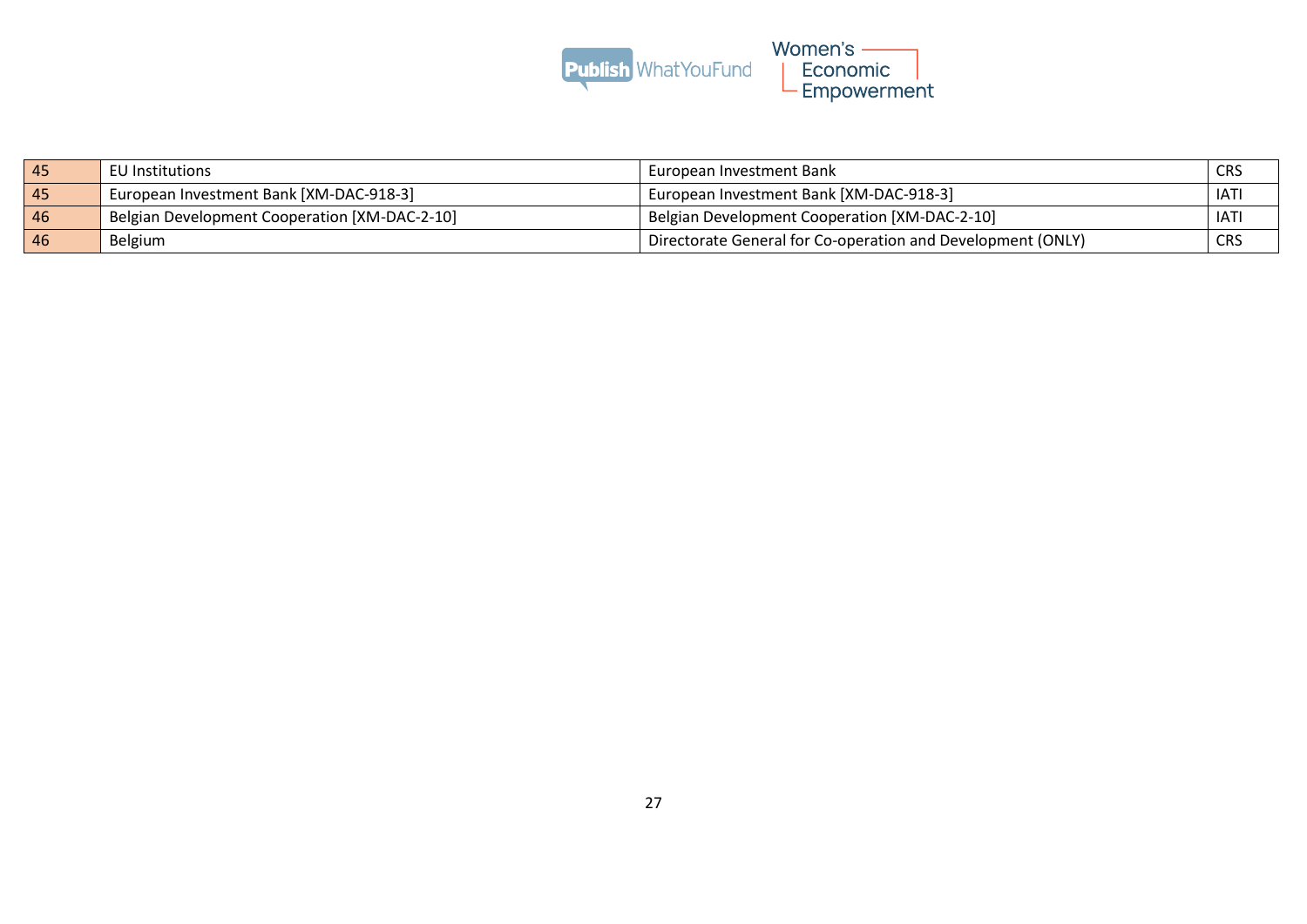| 45 | EU Institutions | European Investment Bank | CRS |
| --- | --- | --- | --- |
| 45 | European Investment Bank [XM-DAC-918-3] | European Investment Bank [XM-DAC-918-3] | IATI |
| 46 | Belgian Development Cooperation [XM-DAC-2-10] | Belgian Development Cooperation [XM-DAC-2-10] | IATI |
| 46 | Belgium | Directorate General for Co-operation and Development (ONLY) | CRS |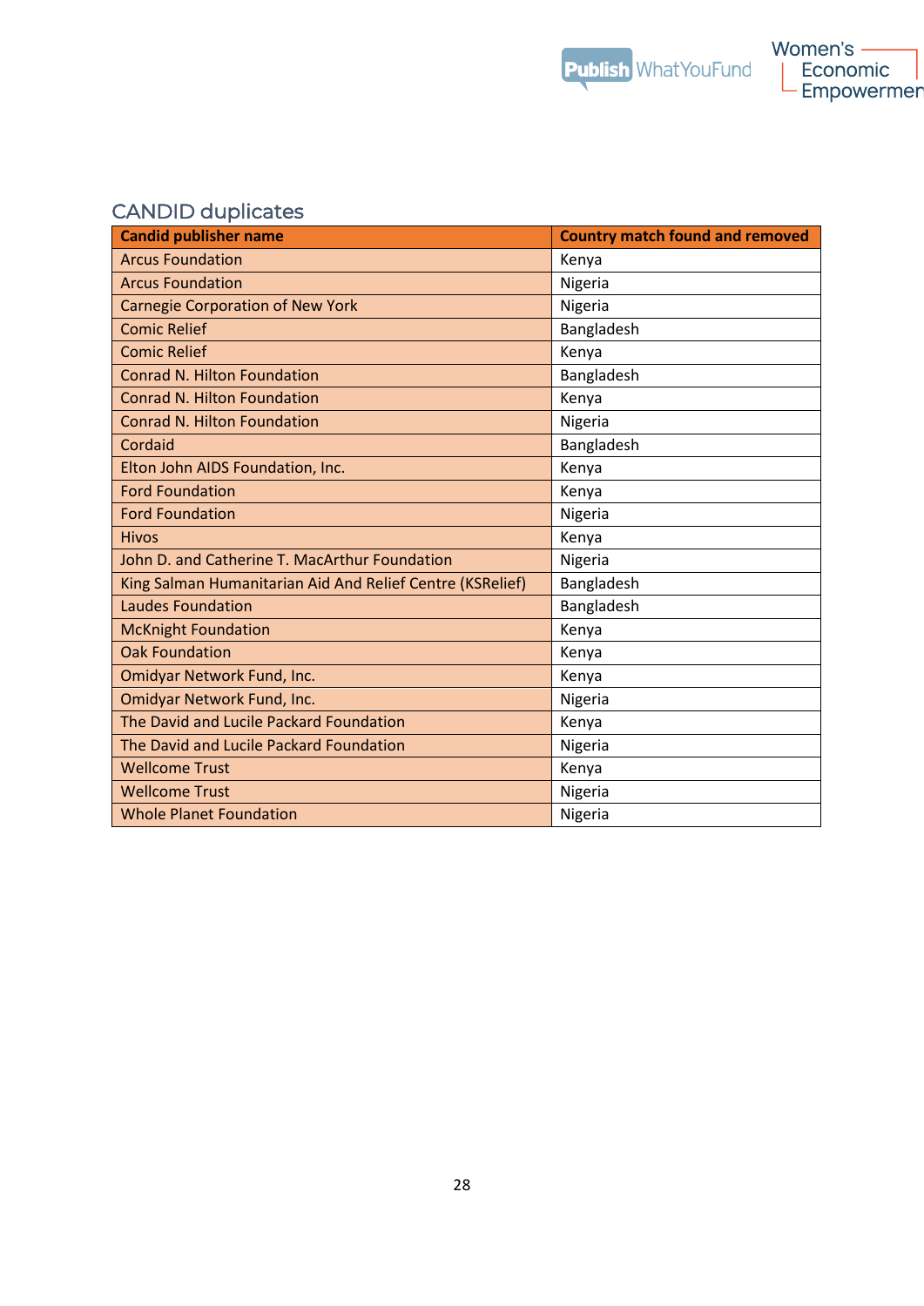## CANDID duplicates

| Candid publisher name | Country match found and removed |
|---|---|
| Arcus Foundation | Kenya |
| Arcus Foundation | Nigeria |
| Carnegie Corporation of New York | Nigeria |
| Comic Relief | Bangladesh |
| Comic Relief | Kenya |
| Conrad N. Hilton Foundation | Bangladesh |
| Conrad N. Hilton Foundation | Kenya |
| Conrad N. Hilton Foundation | Nigeria |
| Cordaid | Bangladesh |
| Elton John AIDS Foundation, Inc. | Kenya |
| Ford Foundation | Kenya |
| Ford Foundation | Nigeria |
| Hivos | Kenya |
| John D. and Catherine T. MacArthur Foundation | Nigeria |
| King Salman Humanitarian Aid And Relief Centre (KSRelief) | Bangladesh |
| Laudes Foundation | Bangladesh |
| McKnight Foundation | Kenya |
| Oak Foundation | Kenya |
| Omidyar Network Fund, Inc. | Kenya |
| Omidyar Network Fund, Inc. | Nigeria |
| The David and Lucile Packard Foundation | Kenya |
| The David and Lucile Packard Foundation | Nigeria |
| Wellcome Trust | Kenya |
| Wellcome Trust | Nigeria |
| Whole Planet Foundation | Nigeria |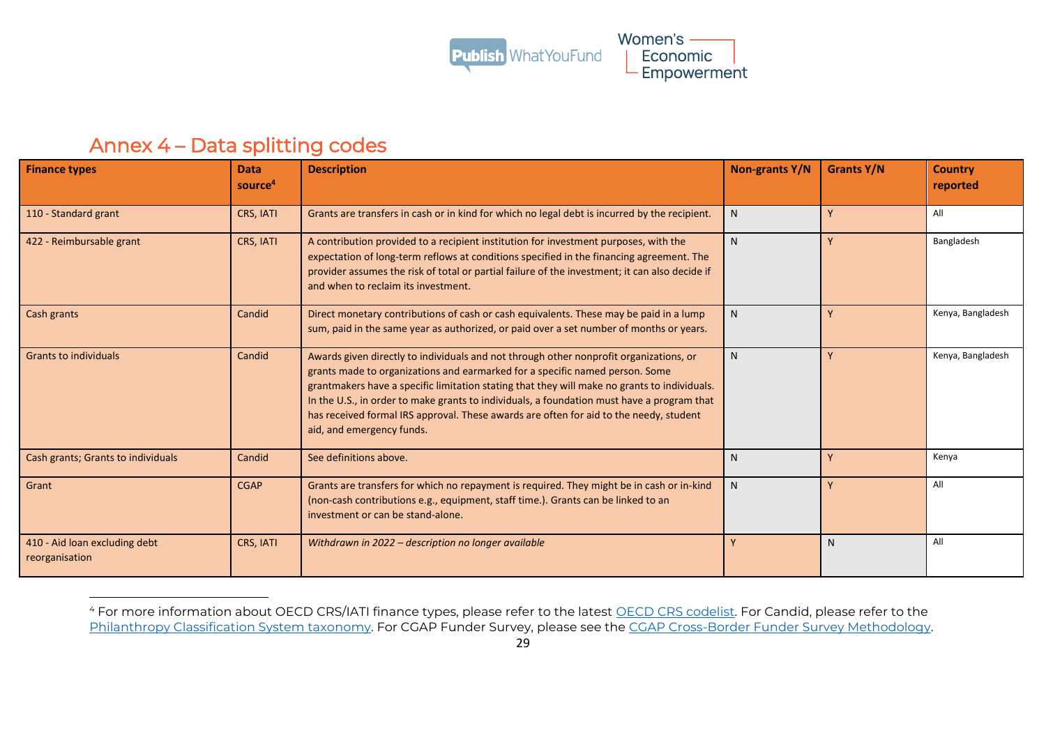## Annex 4 – Data splitting codes

| Finance types | Data source[4] | Description | Non-grants Y/N | Grants Y/N | Country reported |
|---|---|---|---|---|---|
| 110 - Standard grant | CRS, IATI | Grants are transfers in cash or in kind for which no legal debt is incurred by the recipient. | N | Y | All |
| 422 - Reimbursable grant | CRS, IATI | A contribution provided to a recipient institution for investment purposes, with the expectation of long-term reflows at conditions specified in the financing agreement. The provider assumes the risk of total or partial failure of the investment; it can also decide if and when to reclaim its investment. | N | Y | Bangladesh |
| Cash grants | Candid | Direct monetary contributions of cash or cash equivalents. These may be paid in a lump sum, paid in the same year as authorized, or paid over a set number of months or years. | N | Y | Kenya, Bangladesh |
| Grants to individuals | Candid | Awards given directly to individuals and not through other nonprofit organizations, or grants made to organizations and earmarked for a specific named person. Some grantmakers have a specific limitation stating that they will make no grants to individuals. In the U.S., in order to make grants to individuals, a foundation must have a program that has received formal IRS approval. These awards are often for aid to the needy, student aid, and emergency funds. | N | Y | Kenya, Bangladesh |
| Cash grants; Grants to individuals | Candid | See definitions above. | N | Y | Kenya |
| Grant | CGAP | Grants are transfers for which no repayment is required. They might be in cash or in-kind (non-cash contributions e.g., equipment, staff time.). Grants can be linked to an investment or can be stand-alone. | N | Y | All |
| 410 - Aid loan excluding debt reorganisation | CRS, IATI | *Withdrawn in 2022 – description no longer available* | Y | N | All |

[4] For more information about OECD CRS/IATI finance types, please refer to the latest OECD CRS codelist. For Candid, please refer to the Philanthropy Classification System taxonomy. For CGAP Funder Survey, please see the CGAP Cross-Border Funder Survey Methodology.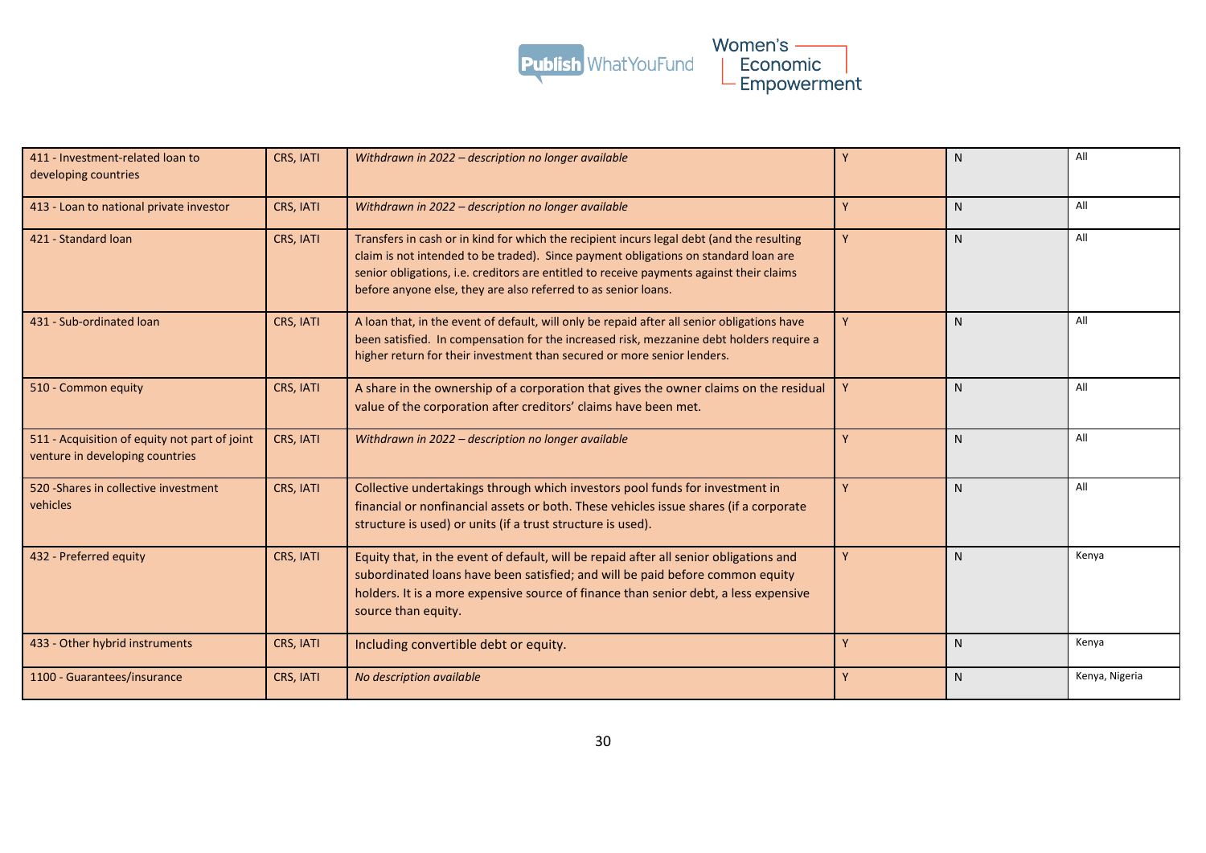| | | | | | |
|---|---|---|---|---|---|
| 411 - Investment-related loan to developing countries | CRS, IATI | *Withdrawn in 2022 – description no longer available* | Y | N | All |
| 413 - Loan to national private investor | CRS, IATI | *Withdrawn in 2022 – description no longer available* | Y | N | All |
| 421 - Standard loan | CRS, IATI | Transfers in cash or in kind for which the recipient incurs legal debt (and the resulting claim is not intended to be traded). Since payment obligations on standard loan are senior obligations, i.e. creditors are entitled to receive payments against their claims before anyone else, they are also referred to as senior loans. | Y | N | All |
| 431 - Sub-ordinated loan | CRS, IATI | A loan that, in the event of default, will only be repaid after all senior obligations have been satisfied. In compensation for the increased risk, mezzanine debt holders require a higher return for their investment than secured or more senior lenders. | Y | N | All |
| 510 - Common equity | CRS, IATI | A share in the ownership of a corporation that gives the owner claims on the residual value of the corporation after creditors' claims have been met. | Y | N | All |
| 511 - Acquisition of equity not part of joint venture in developing countries | CRS, IATI | *Withdrawn in 2022 – description no longer available* | Y | N | All |
| 520 -Shares in collective investment vehicles | CRS, IATI | Collective undertakings through which investors pool funds for investment in financial or nonfinancial assets or both. These vehicles issue shares (if a corporate structure is used) or units (if a trust structure is used). | Y | N | All |
| 432 - Preferred equity | CRS, IATI | Equity that, in the event of default, will be repaid after all senior obligations and subordinated loans have been satisfied; and will be paid before common equity holders. It is a more expensive source of finance than senior debt, a less expensive source than equity. | Y | N | Kenya |
| 433 - Other hybrid instruments | CRS, IATI | Including convertible debt or equity. | Y | N | Kenya |
| 1100 - Guarantees/insurance | CRS, IATI | *No description available* | Y | N | Kenya, Nigeria |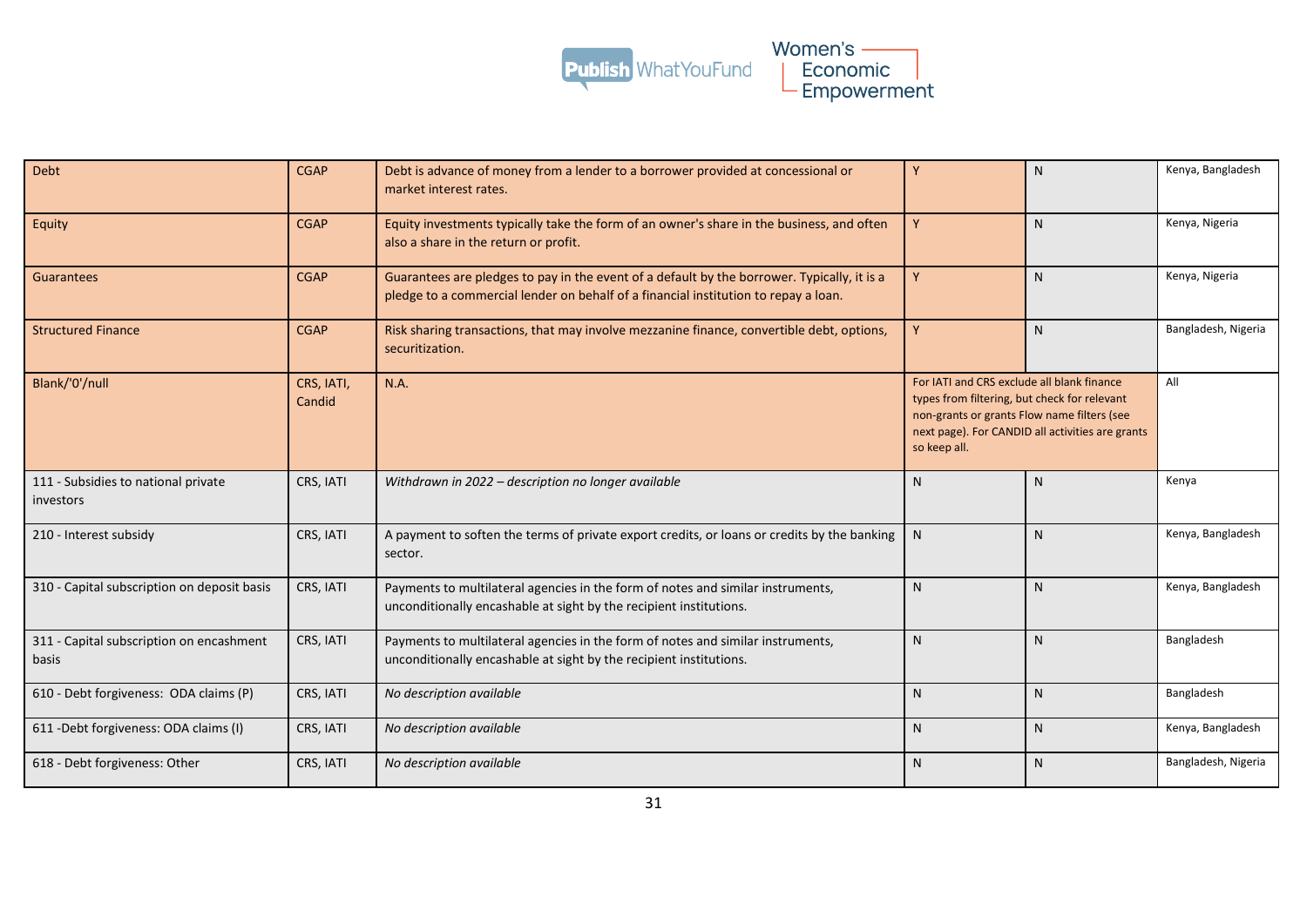| Debt | CGAP | Debt is advance of money from a lender to a borrower provided at concessional or market interest rates. | Y | N | Kenya, Bangladesh |
|---|---|---|---|---|---|
| Equity | CGAP | Equity investments typically take the form of an owner's share in the business, and often also a share in the return or profit. | Y | N | Kenya, Nigeria |
| Guarantees | CGAP | Guarantees are pledges to pay in the event of a default by the borrower. Typically, it is a pledge to a commercial lender on behalf of a financial institution to repay a loan. | Y | N | Kenya, Nigeria |
| Structured Finance | CGAP | Risk sharing transactions, that may involve mezzanine finance, convertible debt, options, securitization. | Y | N | Bangladesh, Nigeria |
| Blank/'0'/null | CRS, IATI, Candid | N.A. | For IATI and CRS exclude all blank finance types from filtering, but check for relevant non-grants or grants Flow name filters (see next page). For CANDID all activities are grants so keep all. | | All |
| 111 - Subsidies to national private investors | CRS, IATI | *Withdrawn in 2022 – description no longer available* | N | N | Kenya |
| 210 - Interest subsidy | CRS, IATI | A payment to soften the terms of private export credits, or loans or credits by the banking sector. | N | N | Kenya, Bangladesh |
| 310 - Capital subscription on deposit basis | CRS, IATI | Payments to multilateral agencies in the form of notes and similar instruments, unconditionally encashable at sight by the recipient institutions. | N | N | Kenya, Bangladesh |
| 311 - Capital subscription on encashment basis | CRS, IATI | Payments to multilateral agencies in the form of notes and similar instruments, unconditionally encashable at sight by the recipient institutions. | N | N | Bangladesh |
| 610 - Debt forgiveness: ODA claims (P) | CRS, IATI | *No description available* | N | N | Bangladesh |
| 611 -Debt forgiveness: ODA claims (I) | CRS, IATI | *No description available* | N | N | Kenya, Bangladesh |
| 618 - Debt forgiveness: Other | CRS, IATI | *No description available* | N | N | Bangladesh, Nigeria |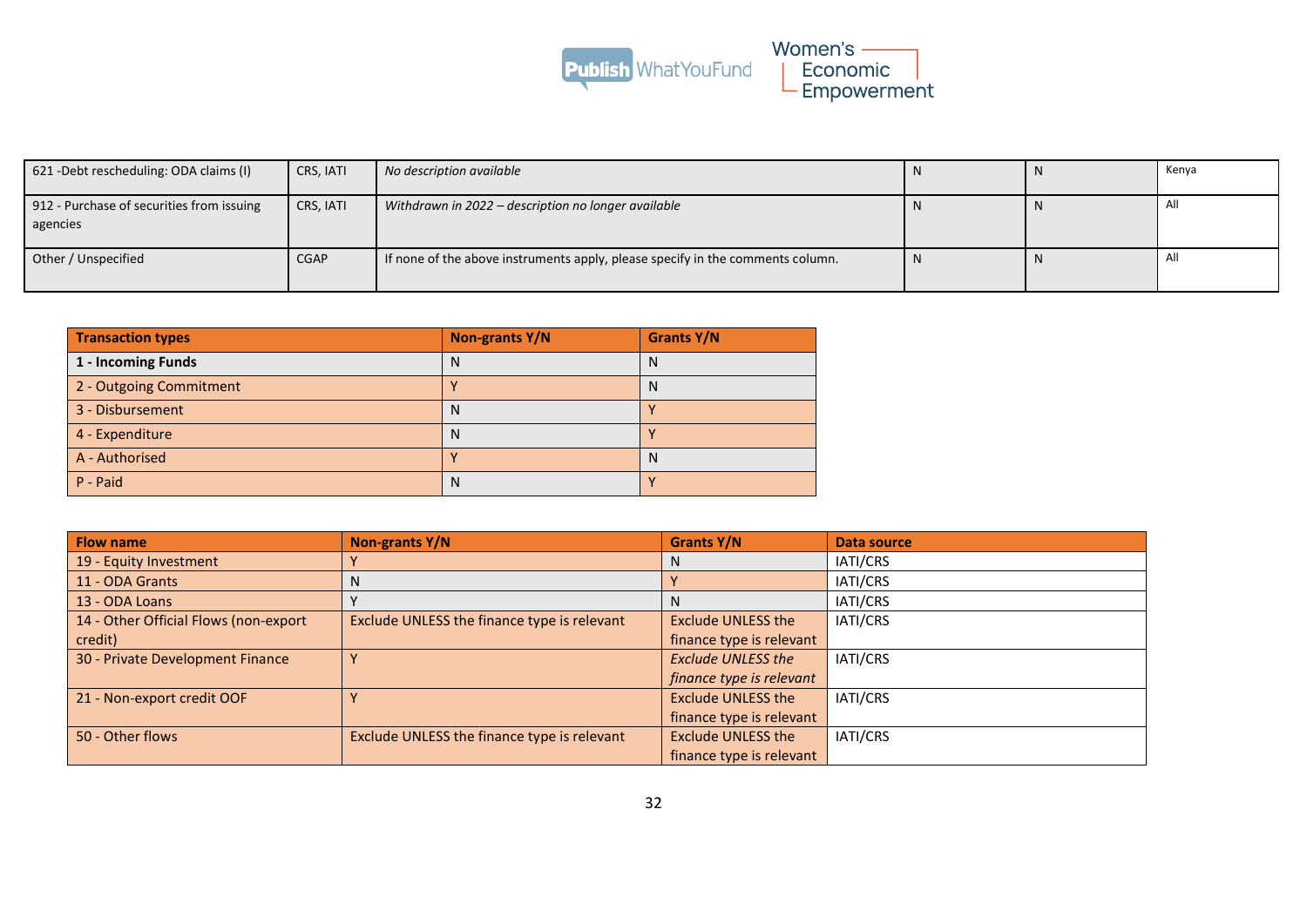| | | | | | |
|---|---|---|---|---|---|
| 621 -Debt rescheduling: ODA claims (I) | CRS, IATI | *No description available* | N | N | Kenya |
| 912 - Purchase of securities from issuing agencies | CRS, IATI | *Withdrawn in 2022 – description no longer available* | N | N | All |
| Other / Unspecified | CGAP | If none of the above instruments apply, please specify in the comments column. | N | N | All |

| Transaction types | Non-grants Y/N | Grants Y/N |
|---|---|---|
| **1 - Incoming Funds** | N | N |
| 2 - Outgoing Commitment | Y | N |
| 3 - Disbursement | N | Y |
| 4 - Expenditure | N | Y |
| A - Authorised | Y | N |
| P - Paid | N | Y |

| Flow name | Non-grants Y/N | Grants Y/N | Data source |
|---|---|---|---|
| 19 - Equity Investment | Y | N | IATI/CRS |
| 11 - ODA Grants | N | Y | IATI/CRS |
| 13 - ODA Loans | Y | N | IATI/CRS |
| 14 - Other Official Flows (non-export credit) | Exclude UNLESS the finance type is relevant | Exclude UNLESS the finance type is relevant | IATI/CRS |
| 30 - Private Development Finance | Y | *Exclude UNLESS the finance type is relevant* | IATI/CRS |
| 21 - Non-export credit OOF | Y | Exclude UNLESS the finance type is relevant | IATI/CRS |
| 50 - Other flows | Exclude UNLESS the finance type is relevant | Exclude UNLESS the finance type is relevant | IATI/CRS |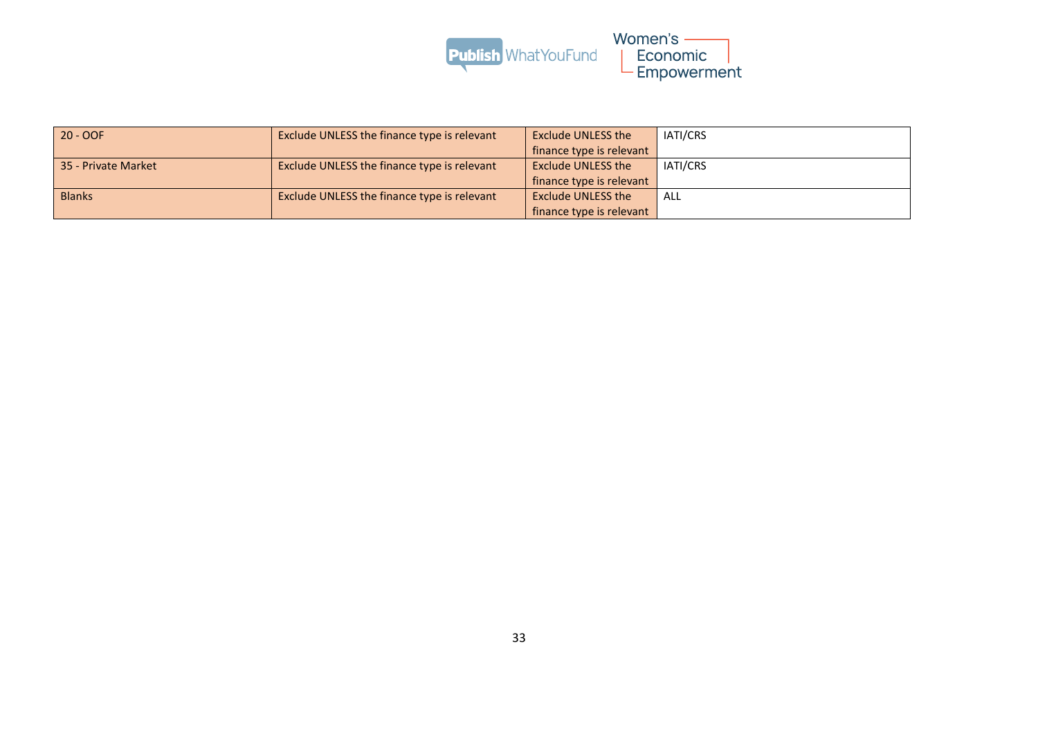| | | | |
|---|---|---|---|
| 20 - OOF | Exclude UNLESS the finance type is relevant | Exclude UNLESS the finance type is relevant | IATI/CRS |
| 35 - Private Market | Exclude UNLESS the finance type is relevant | Exclude UNLESS the finance type is relevant | IATI/CRS |
| Blanks | Exclude UNLESS the finance type is relevant | Exclude UNLESS the finance type is relevant | ALL |